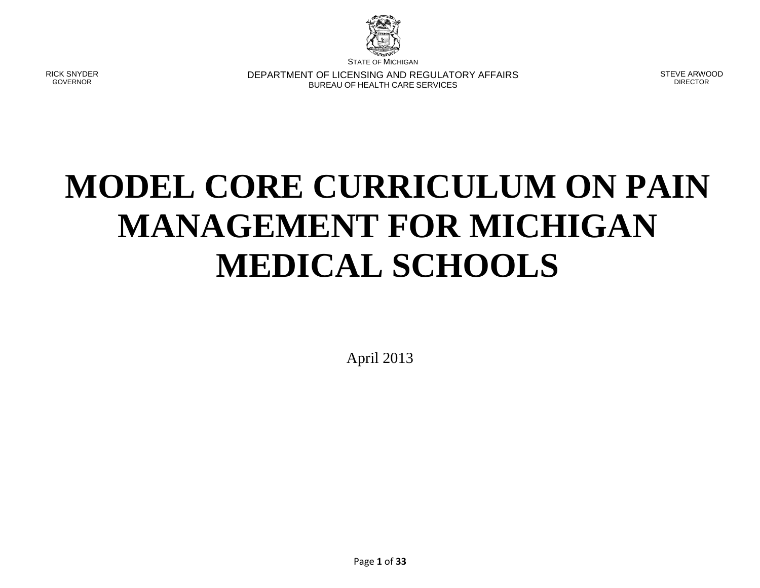STATE OF MICHIGAN

RICK SNYDER
GOVERNOR

DEPARTMENT OF LICENSING AND REGULATORY AFFAIRS
BUREAU OF HEALTH CARE SERVICES

STEVE ARWOOD
DIRECTOR

# MODEL CORE CURRICULUM ON PAIN MANAGEMENT FOR MICHIGAN MEDICAL SCHOOLS

April 2013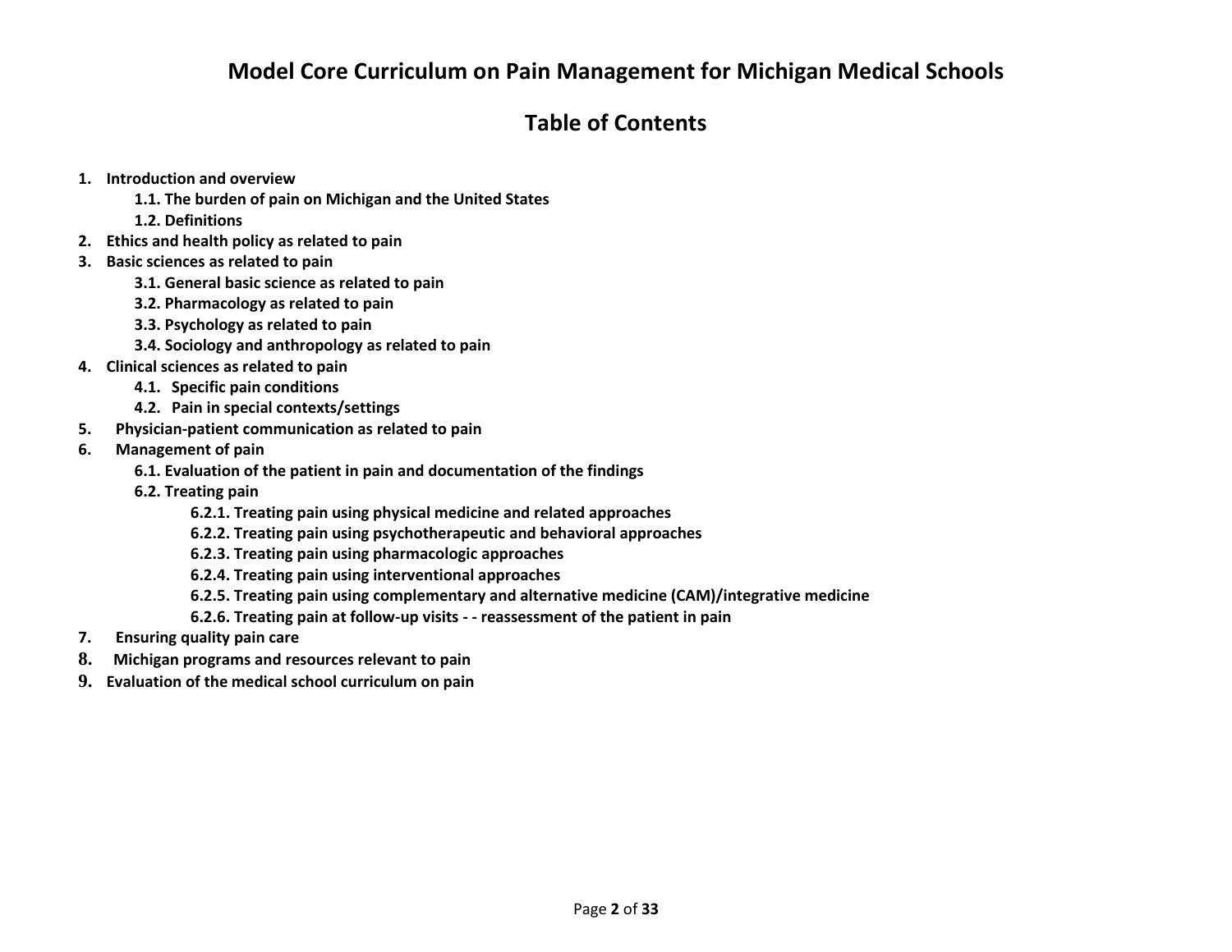# Model Core Curriculum on Pain Management for Michigan Medical Schools

## Table of Contents

1. **Introduction and overview**
    - **1.1. The burden of pain on Michigan and the United States**
    - **1.2. Definitions**
2. **Ethics and health policy as related to pain**
3. **Basic sciences as related to pain**
    - **3.1. General basic science as related to pain**
    - **3.2. Pharmacology as related to pain**
    - **3.3. Psychology as related to pain**
    - **3.4. Sociology and anthropology as related to pain**
4. **Clinical sciences as related to pain**
    - **4.1. Specific pain conditions**
    - **4.2. Pain in special contexts/settings**
5. **Physician-patient communication as related to pain**
6. **Management of pain**
    - **6.1. Evaluation of the patient in pain and documentation of the findings**
    - **6.2. Treating pain**
        - **6.2.1. Treating pain using physical medicine and related approaches**
        - **6.2.2. Treating pain using psychotherapeutic and behavioral approaches**
        - **6.2.3. Treating pain using pharmacologic approaches**
        - **6.2.4. Treating pain using interventional approaches**
        - **6.2.5. Treating pain using complementary and alternative medicine (CAM)/integrative medicine**
        - **6.2.6. Treating pain at follow-up visits - - reassessment of the patient in pain**
7. **Ensuring quality pain care**
8. **Michigan programs and resources relevant to pain**
9. **Evaluation of the medical school curriculum on pain**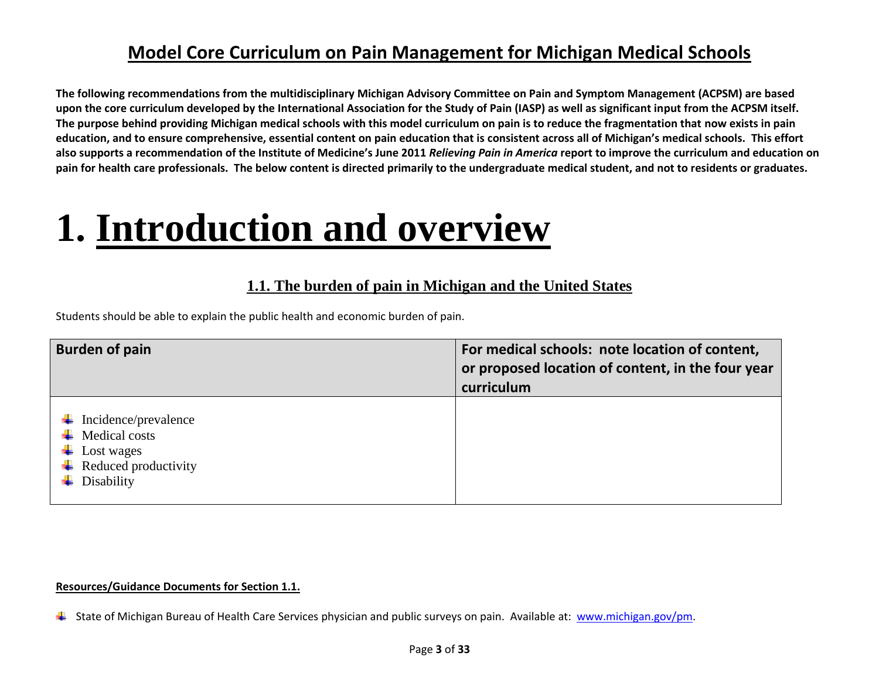# Model Core Curriculum on Pain Management for Michigan Medical Schools

**The following recommendations from the multidisciplinary Michigan Advisory Committee on Pain and Symptom Management (ACPSM) are based upon the core curriculum developed by the International Association for the Study of Pain (IASP) as well as significant input from the ACPSM itself. The purpose behind providing Michigan medical schools with this model curriculum on pain is to reduce the fragmentation that now exists in pain education, and to ensure comprehensive, essential content on pain education that is consistent across all of Michigan's medical schools. This effort also supports a recommendation of the Institute of Medicine's June 2011 *Relieving Pain in America* report to improve the curriculum and education on pain for health care professionals. The below content is directed primarily to the undergraduate medical student, and not to residents or graduates.**

# 1. Introduction and overview

### 1.1. The burden of pain in Michigan and the United States

Students should be able to explain the public health and economic burden of pain.

| Burden of pain | For medical schools: note location of content, or proposed location of content, in the four year curriculum |
|---|---|
| - Incidence/prevalence<br>- Medical costs<br>- Lost wages<br>- Reduced productivity<br>- Disability | |

**Resources/Guidance Documents for Section 1.1.**

- State of Michigan Bureau of Health Care Services physician and public surveys on pain. Available at: www.michigan.gov/pm.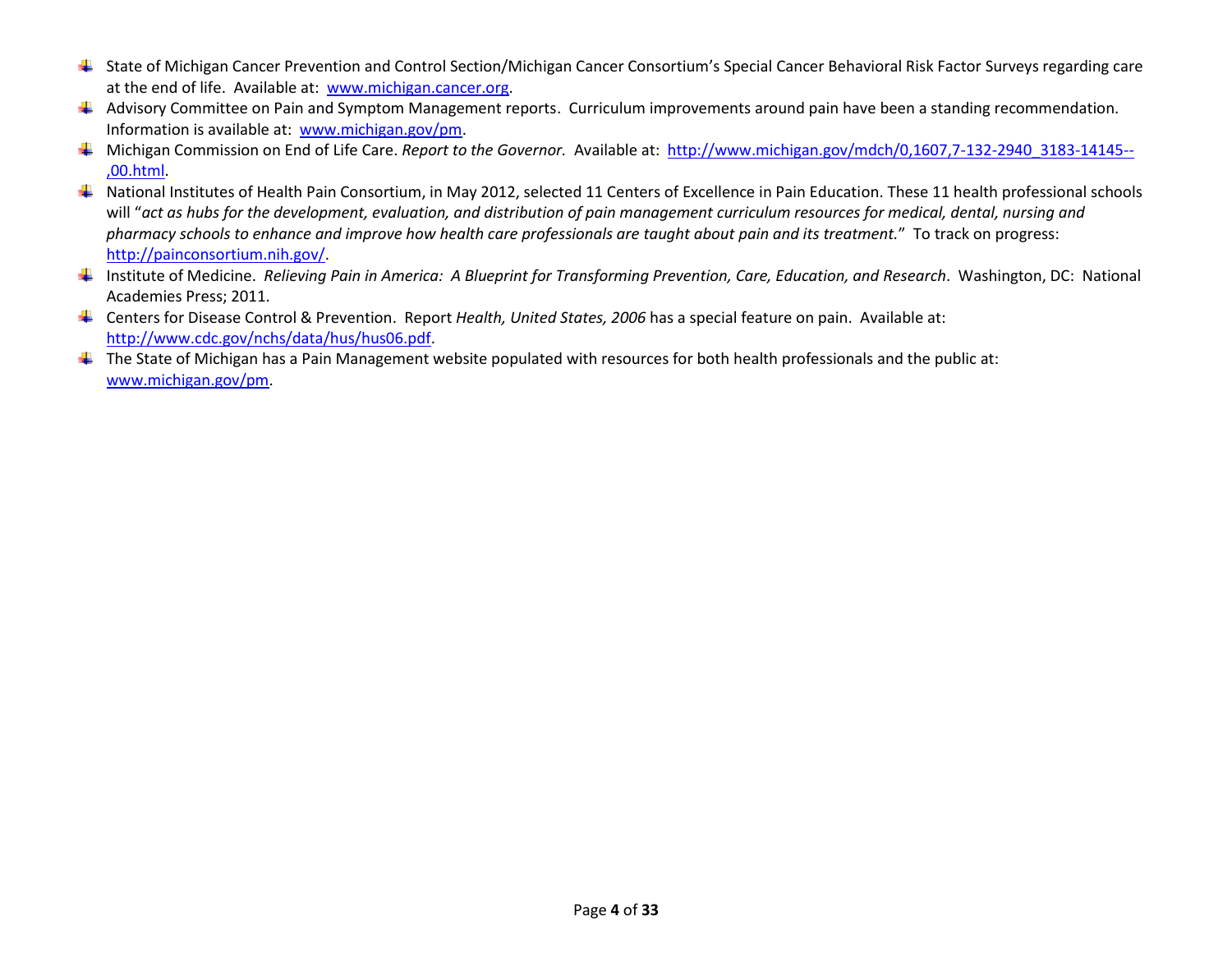- State of Michigan Cancer Prevention and Control Section/Michigan Cancer Consortium's Special Cancer Behavioral Risk Factor Surveys regarding care at the end of life. Available at: www.michigan.cancer.org.
- Advisory Committee on Pain and Symptom Management reports. Curriculum improvements around pain have been a standing recommendation. Information is available at: www.michigan.gov/pm.
- Michigan Commission on End of Life Care. *Report to the Governor.* Available at: http://www.michigan.gov/mdch/0,1607,7-132-2940_3183-14145--,00.html.
- National Institutes of Health Pain Consortium, in May 2012, selected 11 Centers of Excellence in Pain Education. These 11 health professional schools will "*act as hubs for the development, evaluation, and distribution of pain management curriculum resources for medical, dental, nursing and pharmacy schools to enhance and improve how health care professionals are taught about pain and its treatment.*" To track on progress: http://painconsortium.nih.gov/.
- Institute of Medicine. *Relieving Pain in America: A Blueprint for Transforming Prevention, Care, Education, and Research*. Washington, DC: National Academies Press; 2011.
- Centers for Disease Control & Prevention. Report *Health, United States, 2006* has a special feature on pain. Available at: http://www.cdc.gov/nchs/data/hus/hus06.pdf.
- The State of Michigan has a Pain Management website populated with resources for both health professionals and the public at: www.michigan.gov/pm.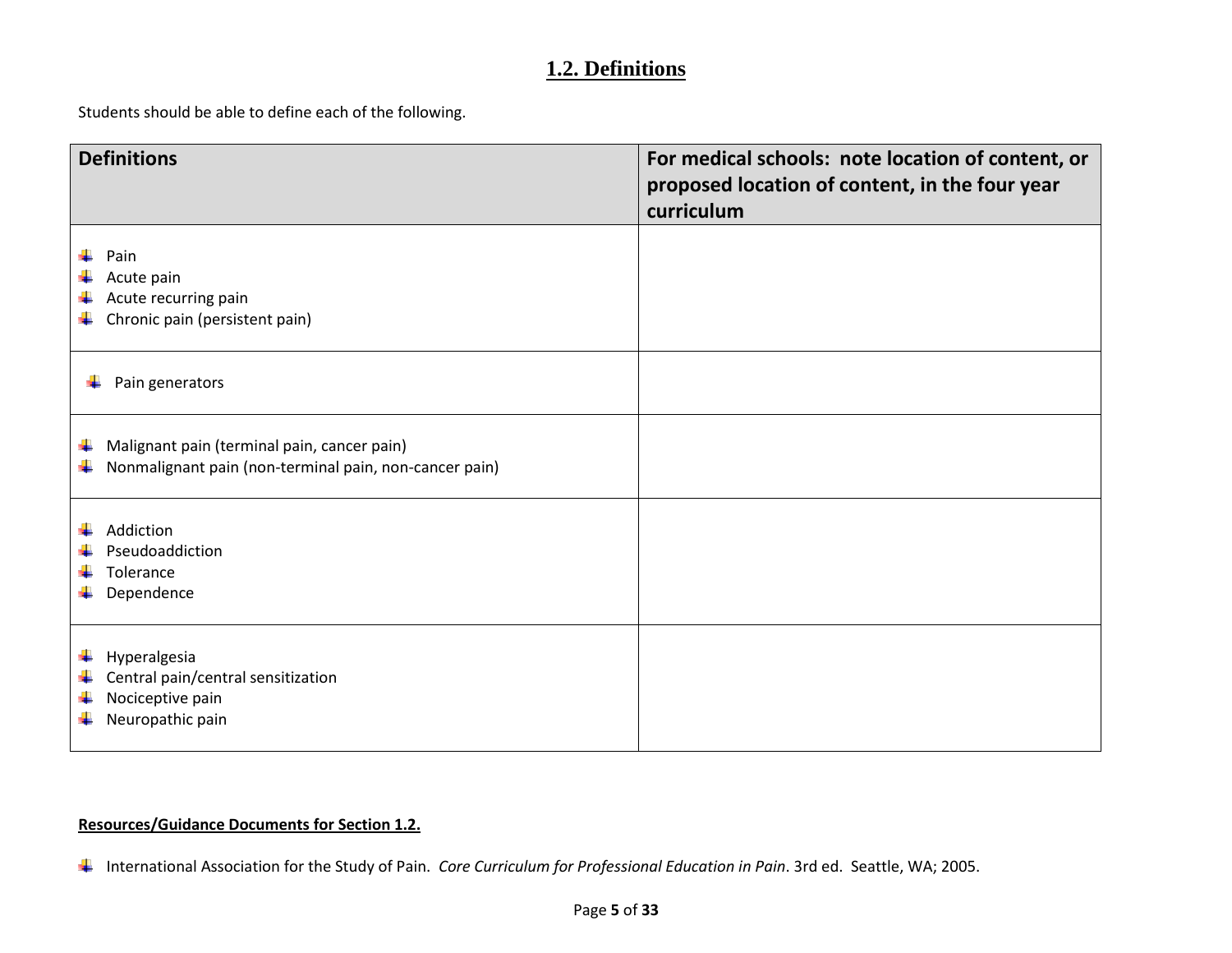## 1.2. Definitions

Students should be able to define each of the following.

| Definitions | For medical schools: note location of content, or proposed location of content, in the four year curriculum |
|---|---|
| - Pain<br>- Acute pain<br>- Acute recurring pain<br>- Chronic pain (persistent pain) | |
| - Pain generators | |
| - Malignant pain (terminal pain, cancer pain)<br>- Nonmalignant pain (non-terminal pain, non-cancer pain) | |
| - Addiction<br>- Pseudoaddiction<br>- Tolerance<br>- Dependence | |
| - Hyperalgesia<br>- Central pain/central sensitization<br>- Nociceptive pain<br>- Neuropathic pain | |

**Resources/Guidance Documents for Section 1.2.**

- International Association for the Study of Pain. *Core Curriculum for Professional Education in Pain*. 3rd ed. Seattle, WA; 2005.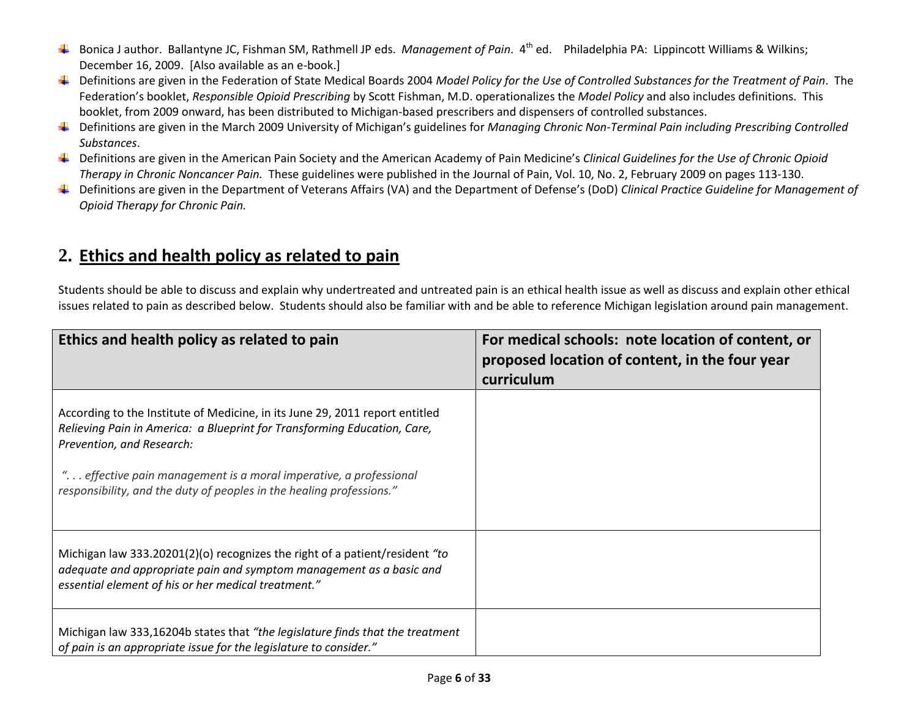- Bonica J author. Ballantyne JC, Fishman SM, Rathmell JP eds. *Management of Pain*. 4th ed. Philadelphia PA: Lippincott Williams & Wilkins; December 16, 2009. [Also available as an e-book.]
- Definitions are given in the Federation of State Medical Boards 2004 *Model Policy for the Use of Controlled Substances for the Treatment of Pain*. The Federation's booklet, *Responsible Opioid Prescribing* by Scott Fishman, M.D. operationalizes the *Model Policy* and also includes definitions. This booklet, from 2009 onward, has been distributed to Michigan-based prescribers and dispensers of controlled substances.
- Definitions are given in the March 2009 University of Michigan's guidelines for *Managing Chronic Non-Terminal Pain including Prescribing Controlled Substances*.
- Definitions are given in the American Pain Society and the American Academy of Pain Medicine's *Clinical Guidelines for the Use of Chronic Opioid Therapy in Chronic Noncancer Pain.* These guidelines were published in the Journal of Pain, Vol. 10, No. 2, February 2009 on pages 113-130.
- Definitions are given in the Department of Veterans Affairs (VA) and the Department of Defense's (DoD) *Clinical Practice Guideline for Management of Opioid Therapy for Chronic Pain.*

## 2. Ethics and health policy as related to pain

Students should be able to discuss and explain why undertreated and untreated pain is an ethical health issue as well as discuss and explain other ethical issues related to pain as described below. Students should also be familiar with and be able to reference Michigan legislation around pain management.

| Ethics and health policy as related to pain | For medical schools: note location of content, or proposed location of content, in the four year curriculum |
|---|---|
| According to the Institute of Medicine, in its June 29, 2011 report entitled *Relieving Pain in America: a Blueprint for Transforming Education, Care, Prevention, and Research:* *". . . effective pain management is a moral imperative, a professional responsibility, and the duty of peoples in the healing professions."* | |
| Michigan law 333.20201(2)(o) recognizes the right of a patient/resident *"to adequate and appropriate pain and symptom management as a basic and essential element of his or her medical treatment."* | |
| Michigan law 333,16204b states that *"the legislature finds that the treatment of pain is an appropriate issue for the legislature to consider."* | |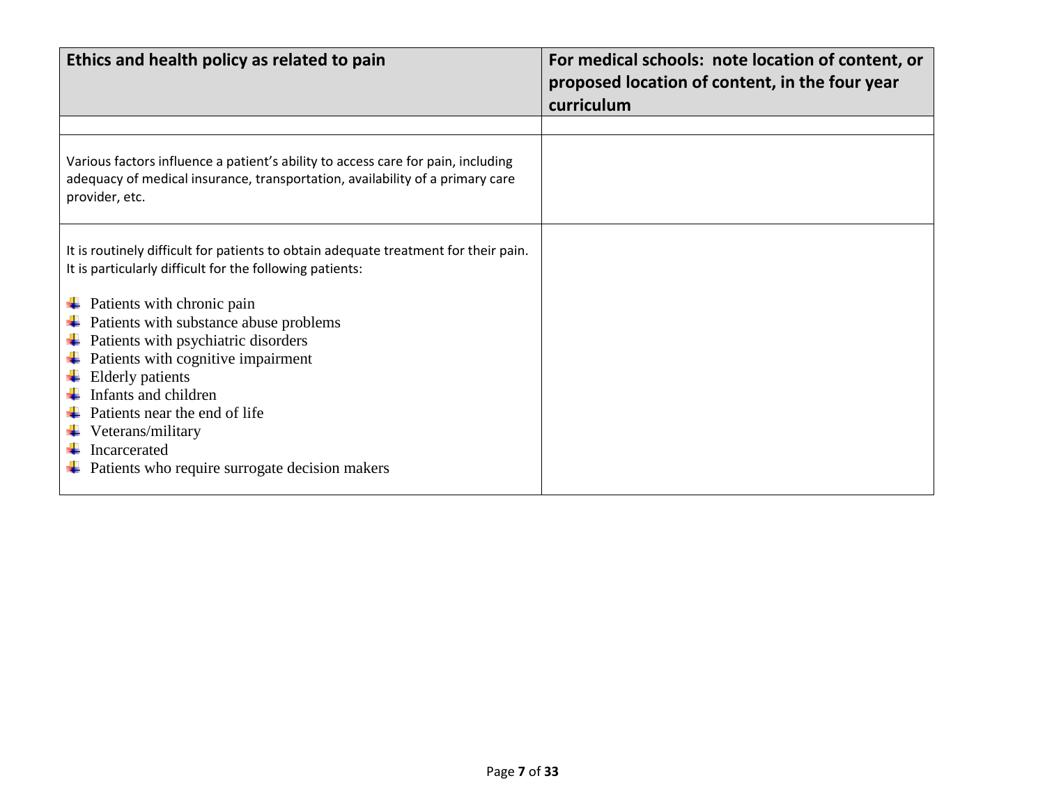| Ethics and health policy as related to pain | For medical schools: note location of content, or proposed location of content, in the four year curriculum |
|---|---|
| | |
| Various factors influence a patient's ability to access care for pain, including adequacy of medical insurance, transportation, availability of a primary care provider, etc. | |
| It is routinely difficult for patients to obtain adequate treatment for their pain. It is particularly difficult for the following patients:<br><br>- Patients with chronic pain<br>- Patients with substance abuse problems<br>- Patients with psychiatric disorders<br>- Patients with cognitive impairment<br>- Elderly patients<br>- Infants and children<br>- Patients near the end of life<br>- Veterans/military<br>- Incarcerated<br>- Patients who require surrogate decision makers | |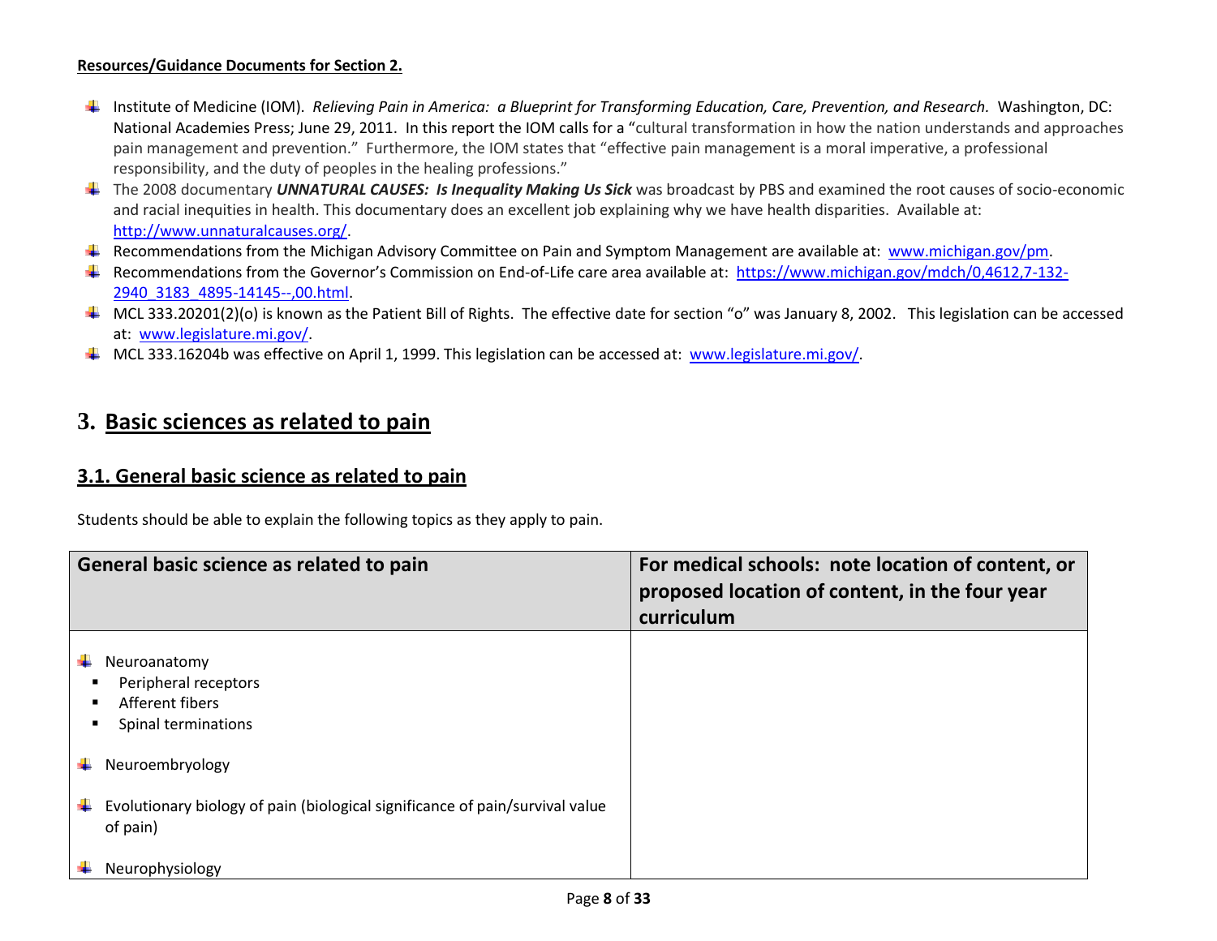**Resources/Guidance Documents for Section 2.**

- Institute of Medicine (IOM). *Relieving Pain in America: a Blueprint for Transforming Education, Care, Prevention, and Research.* Washington, DC: National Academies Press; June 29, 2011. In this report the IOM calls for a "cultural transformation in how the nation understands and approaches pain management and prevention." Furthermore, the IOM states that "effective pain management is a moral imperative, a professional responsibility, and the duty of peoples in the healing professions."
- The 2008 documentary ***UNNATURAL CAUSES: Is Inequality Making Us Sick*** was broadcast by PBS and examined the root causes of socio-economic and racial inequities in health. This documentary does an excellent job explaining why we have health disparities. Available at: http://www.unnaturalcauses.org/.
- Recommendations from the Michigan Advisory Committee on Pain and Symptom Management are available at: www.michigan.gov/pm.
- Recommendations from the Governor's Commission on End-of-Life care area available at: https://www.michigan.gov/mdch/0,4612,7-132-2940_3183_4895-14145--,00.html.
- MCL 333.20201(2)(o) is known as the Patient Bill of Rights. The effective date for section "o" was January 8, 2002. This legislation can be accessed at: www.legislature.mi.gov/.
- MCL 333.16204b was effective on April 1, 1999. This legislation can be accessed at: www.legislature.mi.gov/.

# 3. Basic sciences as related to pain

## 3.1. General basic science as related to pain

Students should be able to explain the following topics as they apply to pain.

| General basic science as related to pain | For medical schools: note location of content, or proposed location of content, in the four year curriculum |
|---|---|
| - Neuroanatomy<br>  - Peripheral receptors<br>  - Afferent fibers<br>  - Spinal terminations<br>- Neuroembryology<br>- Evolutionary biology of pain (biological significance of pain/survival value of pain)<br>- Neurophysiology | |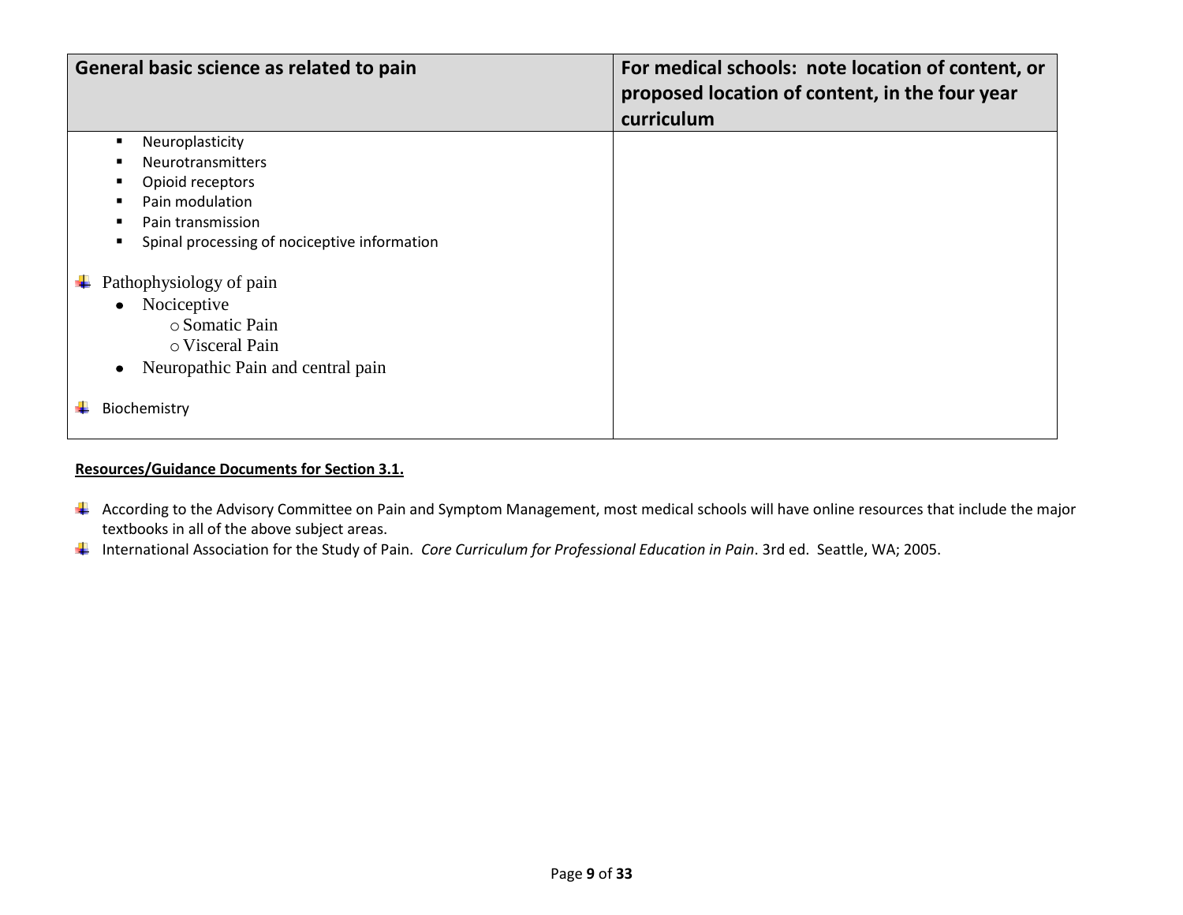| General basic science as related to pain | For medical schools: note location of content, or proposed location of content, in the four year curriculum |
| --- | --- |
| ▪ Neuroplasticity<br>▪ Neurotransmitters<br>▪ Opioid receptors<br>▪ Pain modulation<br>▪ Pain transmission<br>▪ Spinal processing of nociceptive information<br><br>✚ Pathophysiology of pain<br>• Nociceptive<br>○ Somatic Pain<br>○ Visceral Pain<br>• Neuropathic Pain and central pain<br><br>✚ Biochemistry | |

**Resources/Guidance Documents for Section 3.1.**

- According to the Advisory Committee on Pain and Symptom Management, most medical schools will have online resources that include the major textbooks in all of the above subject areas.
- International Association for the Study of Pain. *Core Curriculum for Professional Education in Pain*. 3rd ed. Seattle, WA; 2005.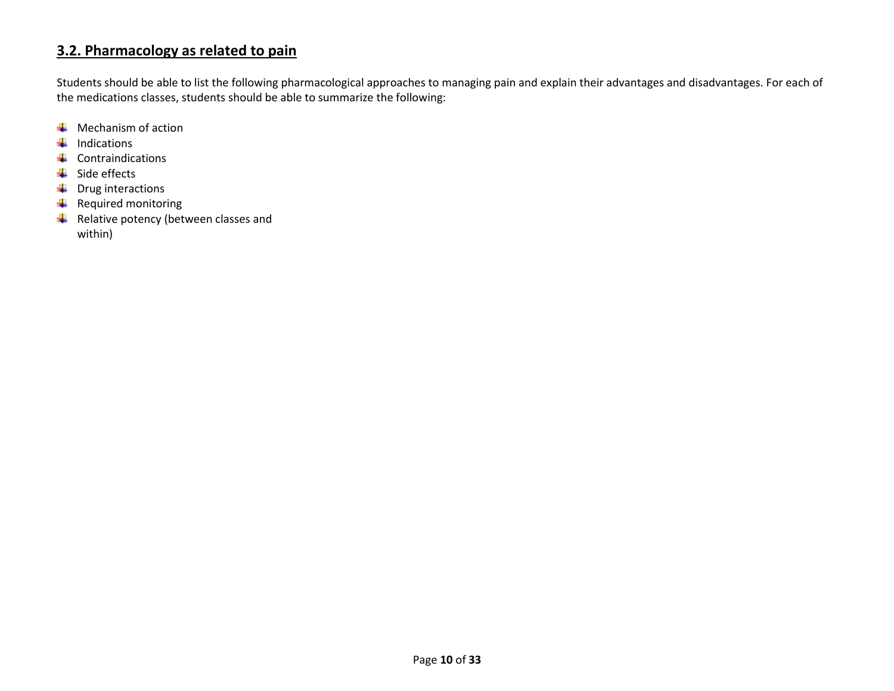## 3.2. Pharmacology as related to pain

Students should be able to list the following pharmacological approaches to managing pain and explain their advantages and disadvantages. For each of the medications classes, students should be able to summarize the following:

- Mechanism of action
- Indications
- Contraindications
- Side effects
- Drug interactions
- Required monitoring
- Relative potency (between classes and within)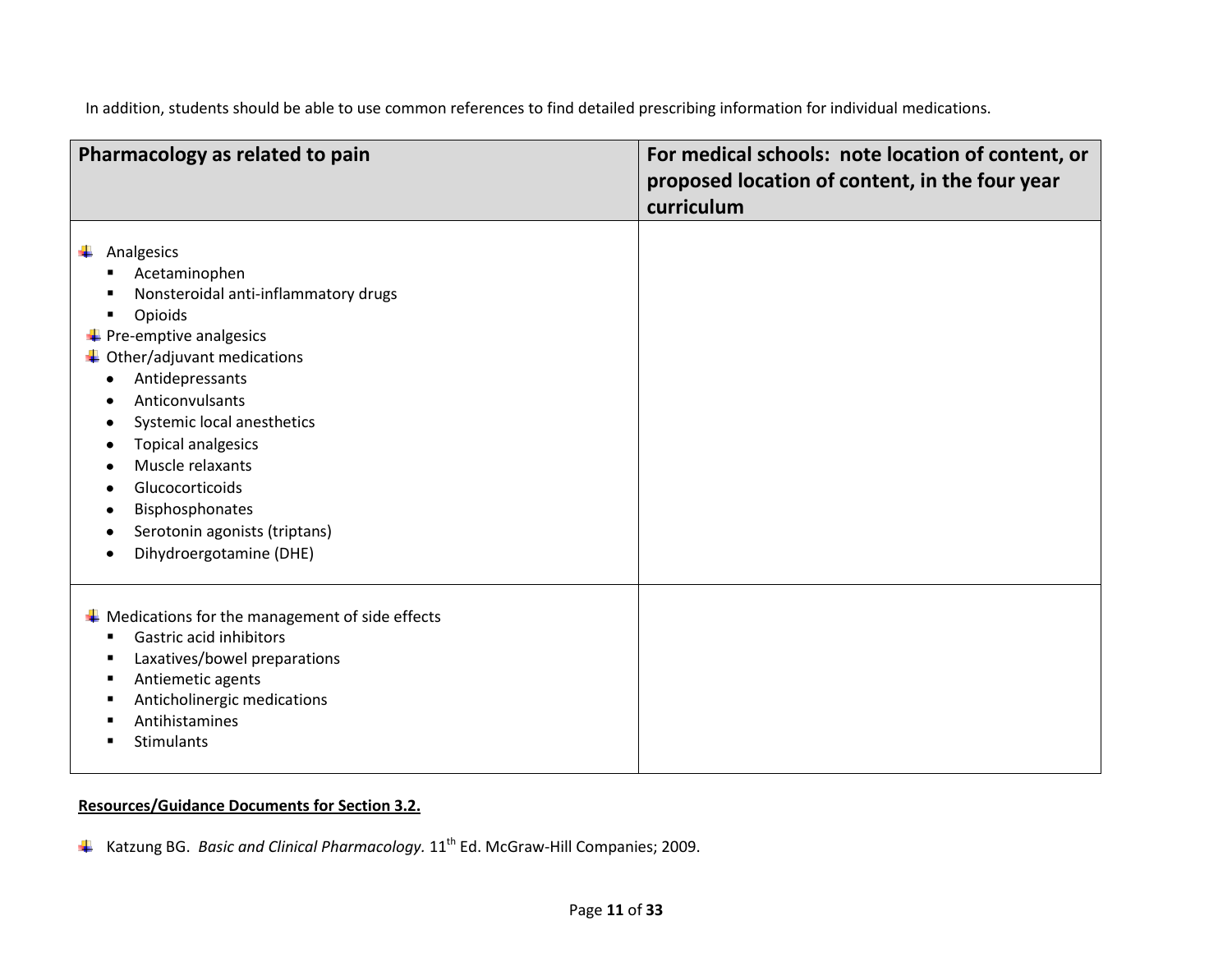In addition, students should be able to use common references to find detailed prescribing information for individual medications.

| Pharmacology as related to pain | For medical schools: note location of content, or proposed location of content, in the four year curriculum |
|---|---|
| - Analgesics<br>  - Acetaminophen<br>  - Nonsteroidal anti-inflammatory drugs<br>  - Opioids<br>- Pre-emptive analgesics<br>- Other/adjuvant medications<br>  - Antidepressants<br>  - Anticonvulsants<br>  - Systemic local anesthetics<br>  - Topical analgesics<br>  - Muscle relaxants<br>  - Glucocorticoids<br>  - Bisphosphonates<br>  - Serotonin agonists (triptans)<br>  - Dihydroergotamine (DHE) | |
| - Medications for the management of side effects<br>  - Gastric acid inhibitors<br>  - Laxatives/bowel preparations<br>  - Antiemetic agents<br>  - Anticholinergic medications<br>  - Antihistamines<br>  - Stimulants | |

**Resources/Guidance Documents for Section 3.2.**

- Katzung BG. *Basic and Clinical Pharmacology*. 11th Ed. McGraw-Hill Companies; 2009.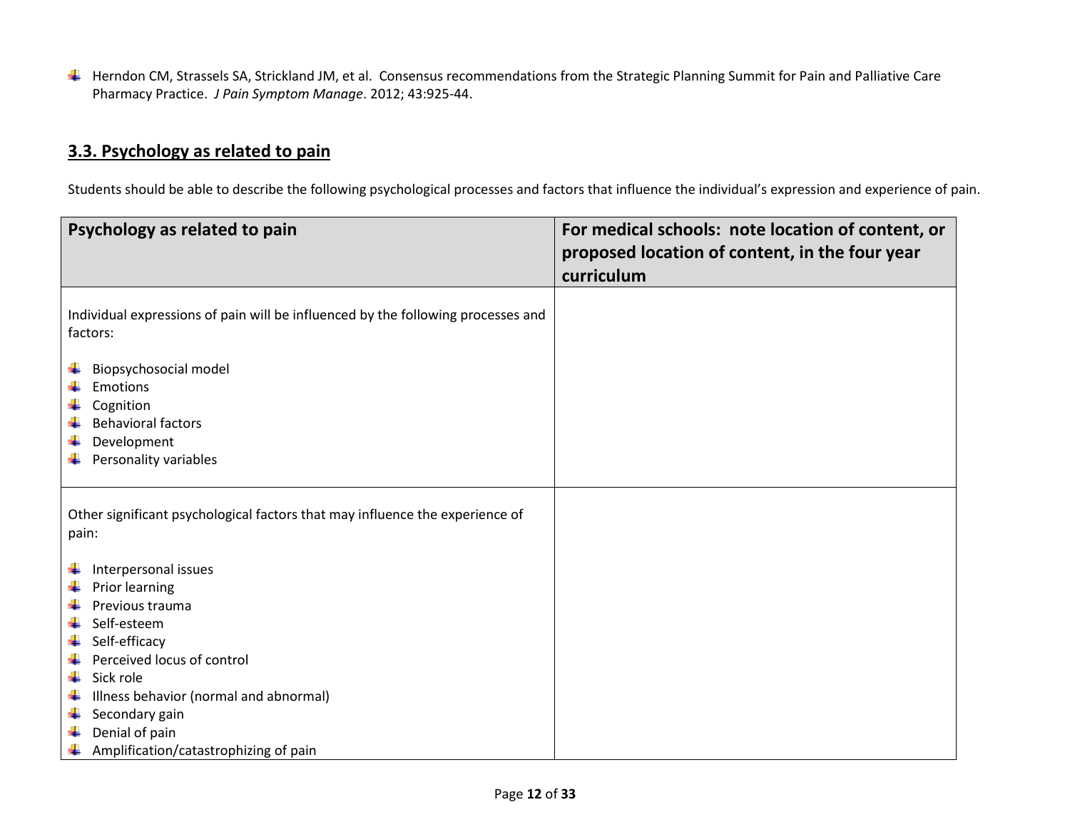- Herndon CM, Strassels SA, Strickland JM, et al. Consensus recommendations from the Strategic Planning Summit for Pain and Palliative Care Pharmacy Practice. *J Pain Symptom Manage*. 2012; 43:925-44.

## 3.3. Psychology as related to pain

Students should be able to describe the following psychological processes and factors that influence the individual's expression and experience of pain.

| Psychology as related to pain | For medical schools: note location of content, or proposed location of content, in the four year curriculum |
|---|---|
| Individual expressions of pain will be influenced by the following processes and factors:<br><br>- Biopsychosocial model<br>- Emotions<br>- Cognition<br>- Behavioral factors<br>- Development<br>- Personality variables | |
| Other significant psychological factors that may influence the experience of pain:<br><br>- Interpersonal issues<br>- Prior learning<br>- Previous trauma<br>- Self-esteem<br>- Self-efficacy<br>- Perceived locus of control<br>- Sick role<br>- Illness behavior (normal and abnormal)<br>- Secondary gain<br>- Denial of pain<br>- Amplification/catastrophizing of pain | |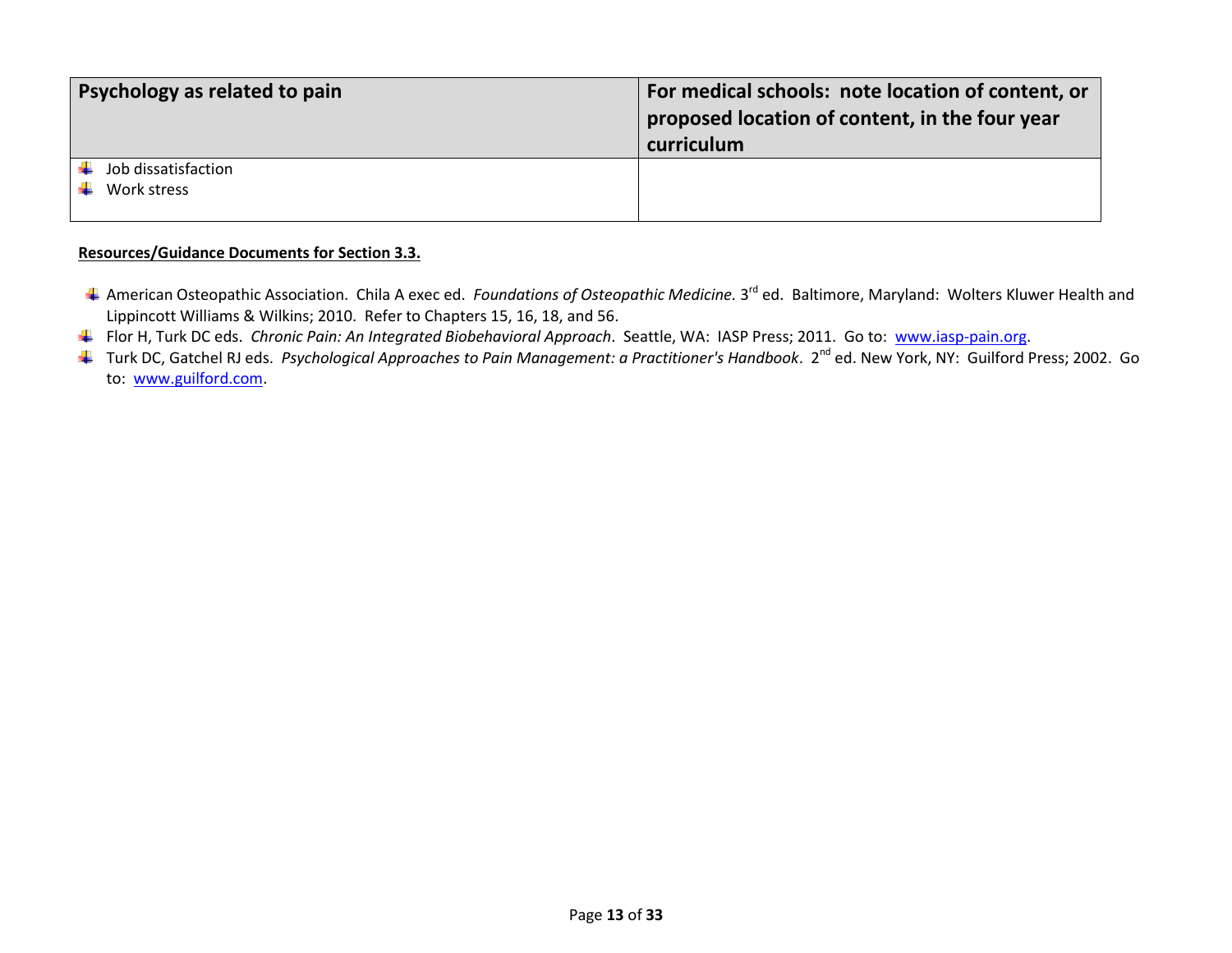| Psychology as related to pain | For medical schools: note location of content, or proposed location of content, in the four year curriculum |
|---|---|
| - Job dissatisfaction<br>- Work stress | |

**Resources/Guidance Documents for Section 3.3.**

- American Osteopathic Association. Chila A exec ed. *Foundations of Osteopathic Medicine.* 3rd ed. Baltimore, Maryland: Wolters Kluwer Health and Lippincott Williams & Wilkins; 2010. Refer to Chapters 15, 16, 18, and 56.
- Flor H, Turk DC eds. *Chronic Pain: An Integrated Biobehavioral Approach*. Seattle, WA: IASP Press; 2011. Go to: www.iasp-pain.org.
- Turk DC, Gatchel RJ eds. *Psychological Approaches to Pain Management: a Practitioner's Handbook*. 2nd ed. New York, NY: Guilford Press; 2002. Go to: www.guilford.com.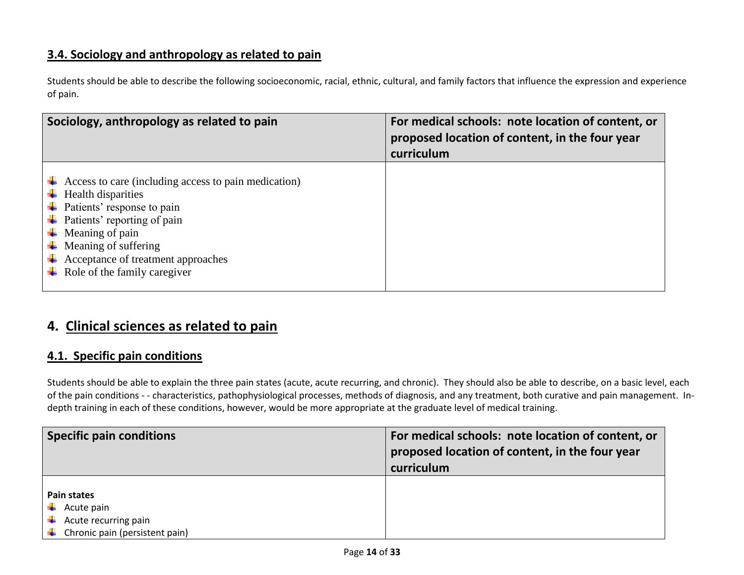### 3.4. Sociology and anthropology as related to pain

Students should be able to describe the following socioeconomic, racial, ethnic, cultural, and family factors that influence the expression and experience of pain.

| Sociology, anthropology as related to pain | For medical schools: note location of content, or proposed location of content, in the four year curriculum |
| --- | --- |
| - Access to care (including access to pain medication)<br>- Health disparities<br>- Patients' response to pain<br>- Patients' reporting of pain<br>- Meaning of pain<br>- Meaning of suffering<br>- Acceptance of treatment approaches<br>- Role of the family caregiver | |

## 4. Clinical sciences as related to pain

### 4.1. Specific pain conditions

Students should be able to explain the three pain states (acute, acute recurring, and chronic). They should also be able to describe, on a basic level, each of the pain conditions - - characteristics, pathophysiological processes, methods of diagnosis, and any treatment, both curative and pain management. In-depth training in each of these conditions, however, would be more appropriate at the graduate level of medical training.

| Specific pain conditions | For medical schools: note location of content, or proposed location of content, in the four year curriculum |
| --- | --- |
| **Pain states**<br>- Acute pain<br>- Acute recurring pain<br>- Chronic pain (persistent pain) | |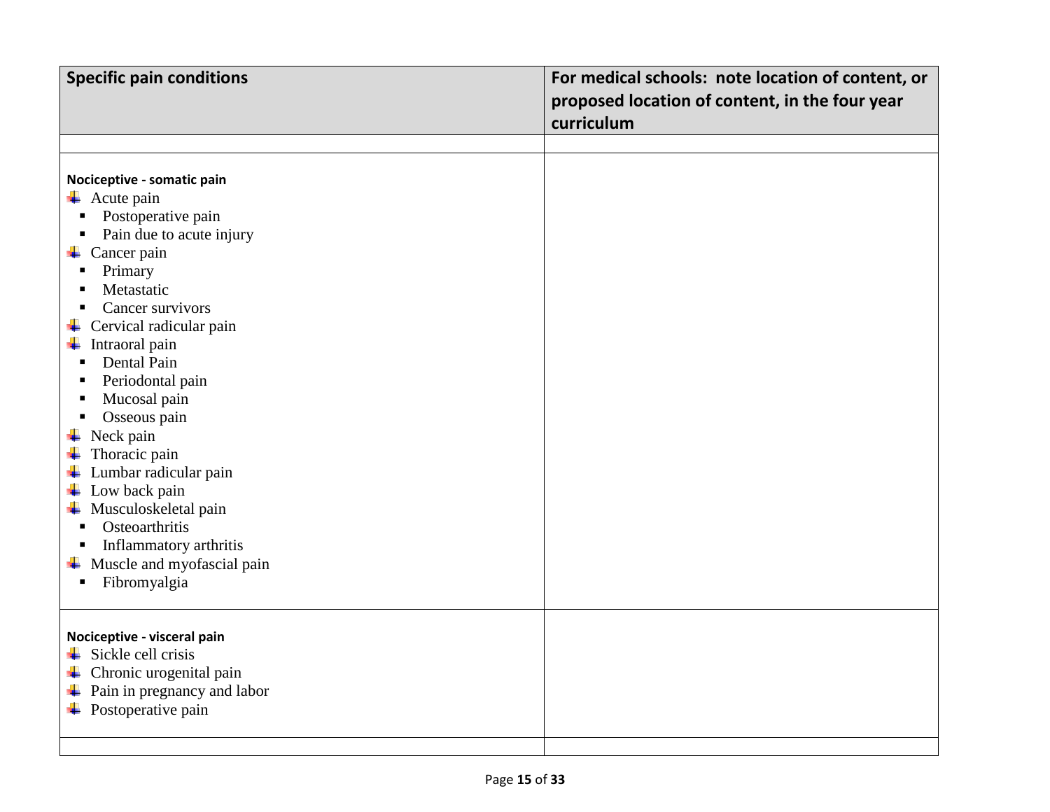| Specific pain conditions | For medical schools: note location of content, or proposed location of content, in the four year curriculum |
|---|---|
| | |
| **Nociceptive - somatic pain**<br>- Acute pain<br>&nbsp;&nbsp;- Postoperative pain<br>&nbsp;&nbsp;- Pain due to acute injury<br>- Cancer pain<br>&nbsp;&nbsp;- Primary<br>&nbsp;&nbsp;- Metastatic<br>&nbsp;&nbsp;- Cancer survivors<br>- Cervical radicular pain<br>- Intraoral pain<br>&nbsp;&nbsp;- Dental Pain<br>&nbsp;&nbsp;- Periodontal pain<br>&nbsp;&nbsp;- Mucosal pain<br>&nbsp;&nbsp;- Osseous pain<br>- Neck pain<br>- Thoracic pain<br>- Lumbar radicular pain<br>- Low back pain<br>- Musculoskeletal pain<br>&nbsp;&nbsp;- Osteoarthritis<br>&nbsp;&nbsp;- Inflammatory arthritis<br>- Muscle and myofascial pain<br>&nbsp;&nbsp;- Fibromyalgia | |
| **Nociceptive - visceral pain**<br>- Sickle cell crisis<br>- Chronic urogenital pain<br>- Pain in pregnancy and labor<br>- Postoperative pain | |
| | |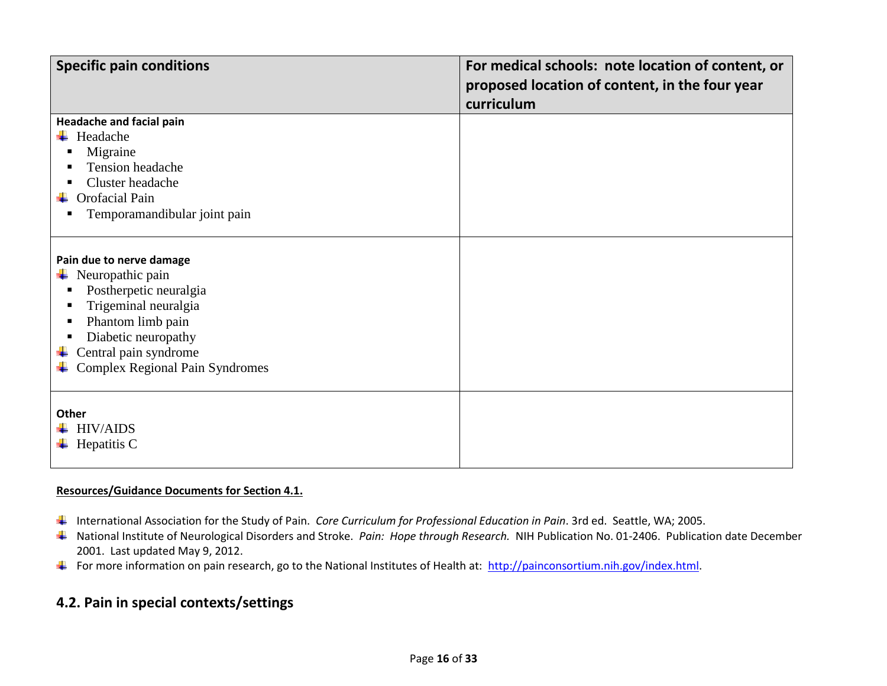| Specific pain conditions | For medical schools: note location of content, or proposed location of content, in the four year curriculum |
|---|---|
| **Headache and facial pain**<br>- Headache<br>  - Migraine<br>  - Tension headache<br>  - Cluster headache<br>- Orofacial Pain<br>  - Temporamandibular joint pain | |
| **Pain due to nerve damage**<br>- Neuropathic pain<br>  - Postherpetic neuralgia<br>  - Trigeminal neuralgia<br>  - Phantom limb pain<br>  - Diabetic neuropathy<br>- Central pain syndrome<br>- Complex Regional Pain Syndromes | |
| **Other**<br>- HIV/AIDS<br>- Hepatitis C | |

**Resources/Guidance Documents for Section 4.1.**

- International Association for the Study of Pain. *Core Curriculum for Professional Education in Pain*. 3rd ed. Seattle, WA; 2005.
- National Institute of Neurological Disorders and Stroke. *Pain: Hope through Research.* NIH Publication No. 01-2406. Publication date December 2001. Last updated May 9, 2012.
- For more information on pain research, go to the National Institutes of Health at: http://painconsortium.nih.gov/index.html.

## 4.2. Pain in special contexts/settings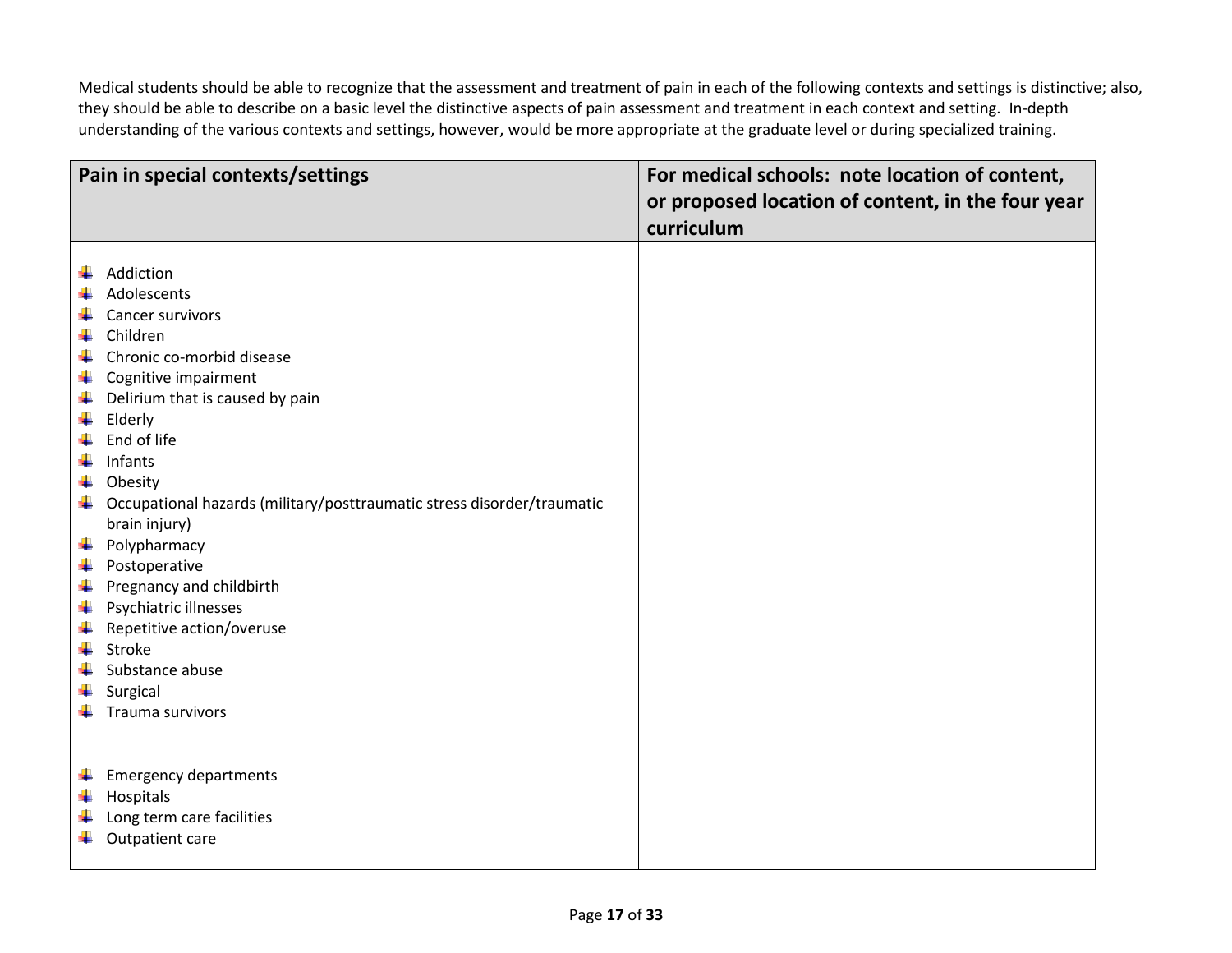Medical students should be able to recognize that the assessment and treatment of pain in each of the following contexts and settings is distinctive; also, they should be able to describe on a basic level the distinctive aspects of pain assessment and treatment in each context and setting. In-depth understanding of the various contexts and settings, however, would be more appropriate at the graduate level or during specialized training.

| Pain in special contexts/settings | For medical schools: note location of content, or proposed location of content, in the four year curriculum |
|---|---|
| • Addiction<br>• Adolescents<br>• Cancer survivors<br>• Children<br>• Chronic co-morbid disease<br>• Cognitive impairment<br>• Delirium that is caused by pain<br>• Elderly<br>• End of life<br>• Infants<br>• Obesity<br>• Occupational hazards (military/posttraumatic stress disorder/traumatic brain injury)<br>• Polypharmacy<br>• Postoperative<br>• Pregnancy and childbirth<br>• Psychiatric illnesses<br>• Repetitive action/overuse<br>• Stroke<br>• Substance abuse<br>• Surgical<br>• Trauma survivors | |
| • Emergency departments<br>• Hospitals<br>• Long term care facilities<br>• Outpatient care | |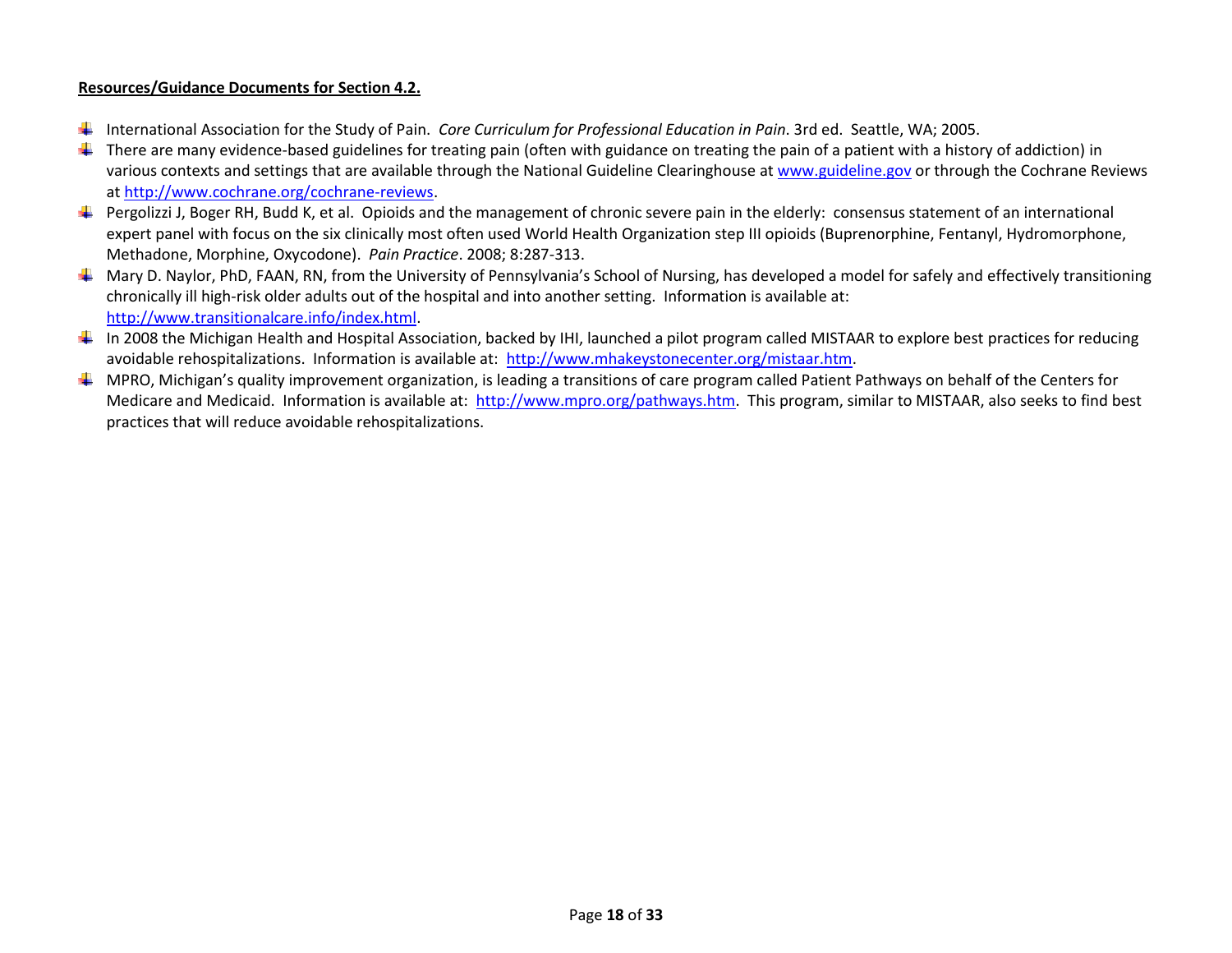**Resources/Guidance Documents for Section 4.2.**

- International Association for the Study of Pain. *Core Curriculum for Professional Education in Pain*. 3rd ed. Seattle, WA; 2005.
- There are many evidence-based guidelines for treating pain (often with guidance on treating the pain of a patient with a history of addiction) in various contexts and settings that are available through the National Guideline Clearinghouse at www.guideline.gov or through the Cochrane Reviews at http://www.cochrane.org/cochrane-reviews.
- Pergolizzi J, Boger RH, Budd K, et al. Opioids and the management of chronic severe pain in the elderly: consensus statement of an international expert panel with focus on the six clinically most often used World Health Organization step III opioids (Buprenorphine, Fentanyl, Hydromorphone, Methadone, Morphine, Oxycodone). *Pain Practice*. 2008; 8:287-313.
- Mary D. Naylor, PhD, FAAN, RN, from the University of Pennsylvania's School of Nursing, has developed a model for safely and effectively transitioning chronically ill high-risk older adults out of the hospital and into another setting. Information is available at: http://www.transitionalcare.info/index.html.
- In 2008 the Michigan Health and Hospital Association, backed by IHI, launched a pilot program called MISTAAR to explore best practices for reducing avoidable rehospitalizations. Information is available at: http://www.mhakeystonecenter.org/mistaar.htm.
- MPRO, Michigan's quality improvement organization, is leading a transitions of care program called Patient Pathways on behalf of the Centers for Medicare and Medicaid. Information is available at: http://www.mpro.org/pathways.htm. This program, similar to MISTAAR, also seeks to find best practices that will reduce avoidable rehospitalizations.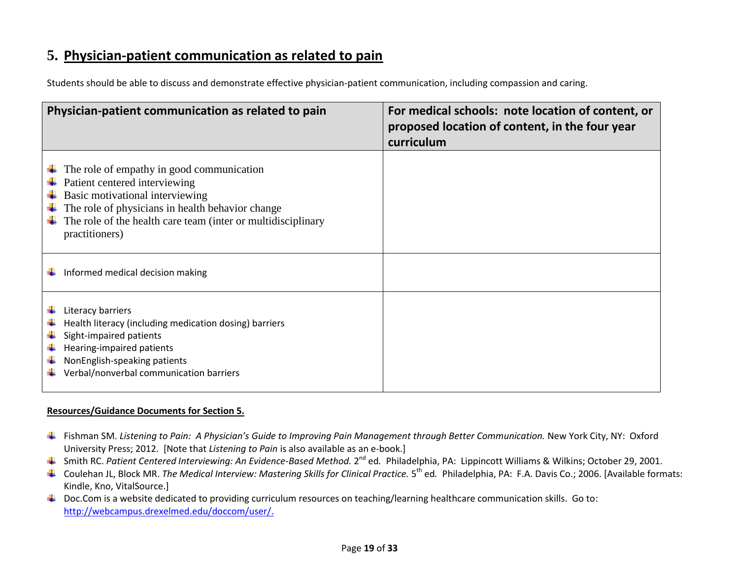# 5. Physician-patient communication as related to pain

Students should be able to discuss and demonstrate effective physician-patient communication, including compassion and caring.

| Physician-patient communication as related to pain | For medical schools: note location of content, or proposed location of content, in the four year curriculum |
|---|---|
| - The role of empathy in good communication<br>- Patient centered interviewing<br>- Basic motivational interviewing<br>- The role of physicians in health behavior change<br>- The role of the health care team (inter or multidisciplinary practitioners) | |
| - Informed medical decision making | |
| - Literacy barriers<br>- Health literacy (including medication dosing) barriers<br>- Sight-impaired patients<br>- Hearing-impaired patients<br>- NonEnglish-speaking patients<br>- Verbal/nonverbal communication barriers | |

**Resources/Guidance Documents for Section 5.**

- Fishman SM. *Listening to Pain: A Physician's Guide to Improving Pain Management through Better Communication.* New York City, NY: Oxford University Press; 2012. [Note that *Listening to Pain* is also available as an e-book.]
- Smith RC. *Patient Centered Interviewing: An Evidence-Based Method.* 2nd ed. Philadelphia, PA: Lippincott Williams & Wilkins; October 29, 2001.
- Coulehan JL, Block MR. *The Medical Interview: Mastering Skills for Clinical Practice.* 5th ed. Philadelphia, PA: F.A. Davis Co.; 2006. [Available formats: Kindle, Kno, VitalSource.]
- Doc.Com is a website dedicated to providing curriculum resources on teaching/learning healthcare communication skills. Go to: http://webcampus.drexelmed.edu/doccom/user/.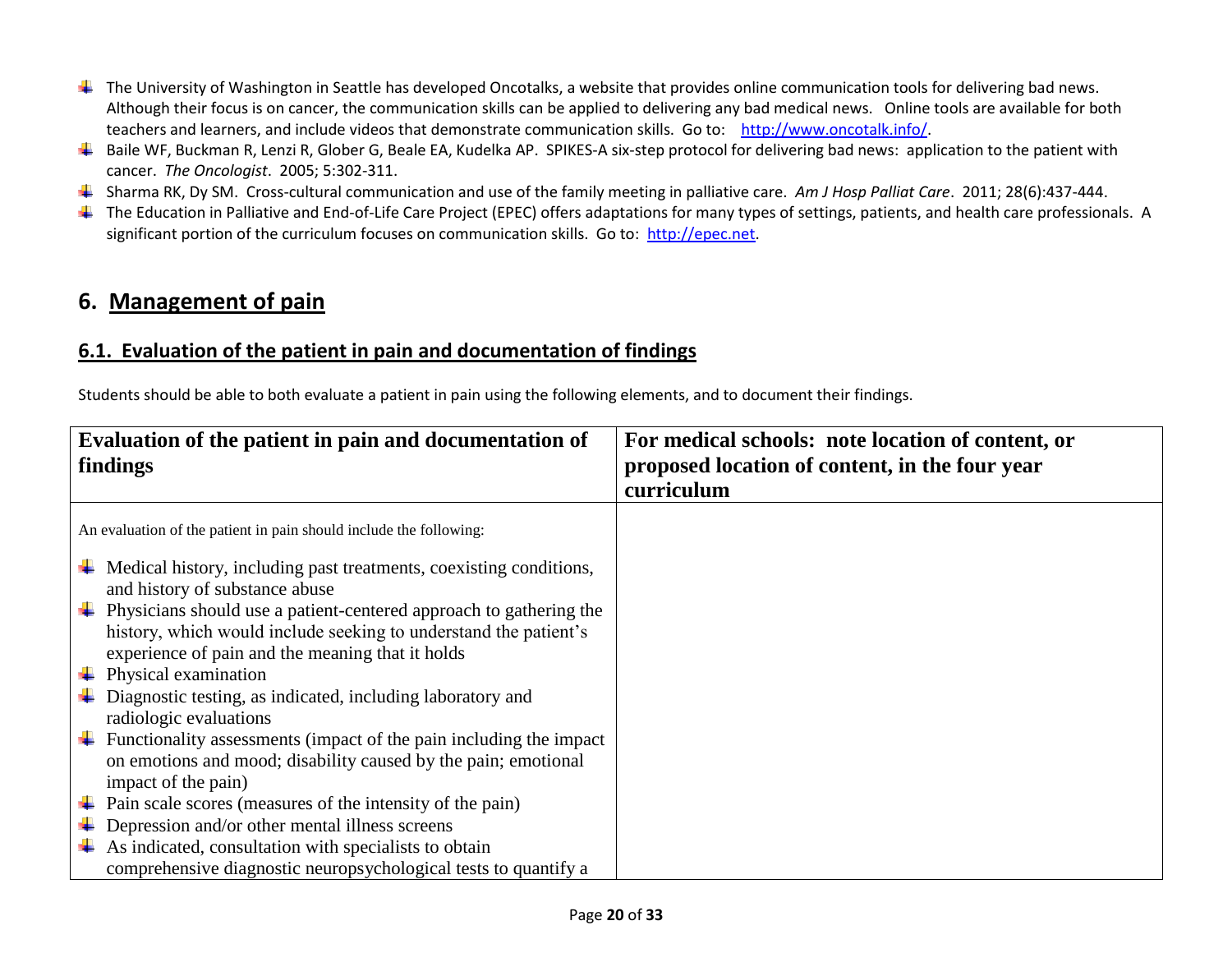- The University of Washington in Seattle has developed Oncotalks, a website that provides online communication tools for delivering bad news. Although their focus is on cancer, the communication skills can be applied to delivering any bad medical news. Online tools are available for both teachers and learners, and include videos that demonstrate communication skills. Go to: [http://www.oncotalk.info/](http://www.oncotalk.info/).
- Baile WF, Buckman R, Lenzi R, Glober G, Beale EA, Kudelka AP. SPIKES-A six-step protocol for delivering bad news: application to the patient with cancer. *The Oncologist*. 2005; 5:302-311.
- Sharma RK, Dy SM. Cross-cultural communication and use of the family meeting in palliative care. *Am J Hosp Palliat Care*. 2011; 28(6):437-444.
- The Education in Palliative and End-of-Life Care Project (EPEC) offers adaptations for many types of settings, patients, and health care professionals. A significant portion of the curriculum focuses on communication skills. Go to: [http://epec.net](http://epec.net).

## 6. Management of pain

### 6.1. Evaluation of the patient in pain and documentation of findings

Students should be able to both evaluate a patient in pain using the following elements, and to document their findings.

| Evaluation of the patient in pain and documentation of findings | For medical schools: note location of content, or proposed location of content, in the four year curriculum |
|---|---|
| An evaluation of the patient in pain should include the following:<br><br>- Medical history, including past treatments, coexisting conditions, and history of substance abuse<br>- Physicians should use a patient-centered approach to gathering the history, which would include seeking to understand the patient's experience of pain and the meaning that it holds<br>- Physical examination<br>- Diagnostic testing, as indicated, including laboratory and radiologic evaluations<br>- Functionality assessments (impact of the pain including the impact on emotions and mood; disability caused by the pain; emotional impact of the pain)<br>- Pain scale scores (measures of the intensity of the pain)<br>- Depression and/or other mental illness screens<br>- As indicated, consultation with specialists to obtain comprehensive diagnostic neuropsychological tests to quantify a | |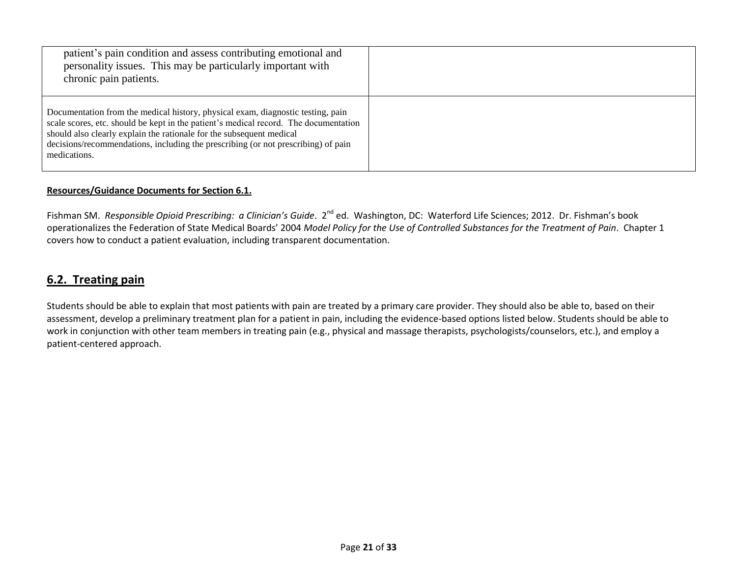| | |
|---|---|
| patient's pain condition and assess contributing emotional and personality issues. This may be particularly important with chronic pain patients. | |
| Documentation from the medical history, physical exam, diagnostic testing, pain scale scores, etc. should be kept in the patient's medical record. The documentation should also clearly explain the rationale for the subsequent medical decisions/recommendations, including the prescribing (or not prescribing) of pain medications. | |

**Resources/Guidance Documents for Section 6.1.**

Fishman SM. *Responsible Opioid Prescribing: a Clinician's Guide*. 2nd ed. Washington, DC: Waterford Life Sciences; 2012. Dr. Fishman's book operationalizes the Federation of State Medical Boards' 2004 *Model Policy for the Use of Controlled Substances for the Treatment of Pain*. Chapter 1 covers how to conduct a patient evaluation, including transparent documentation.

## 6.2. Treating pain

Students should be able to explain that most patients with pain are treated by a primary care provider. They should also be able to, based on their assessment, develop a preliminary treatment plan for a patient in pain, including the evidence-based options listed below. Students should be able to work in conjunction with other team members in treating pain (e.g., physical and massage therapists, psychologists/counselors, etc.), and employ a patient-centered approach.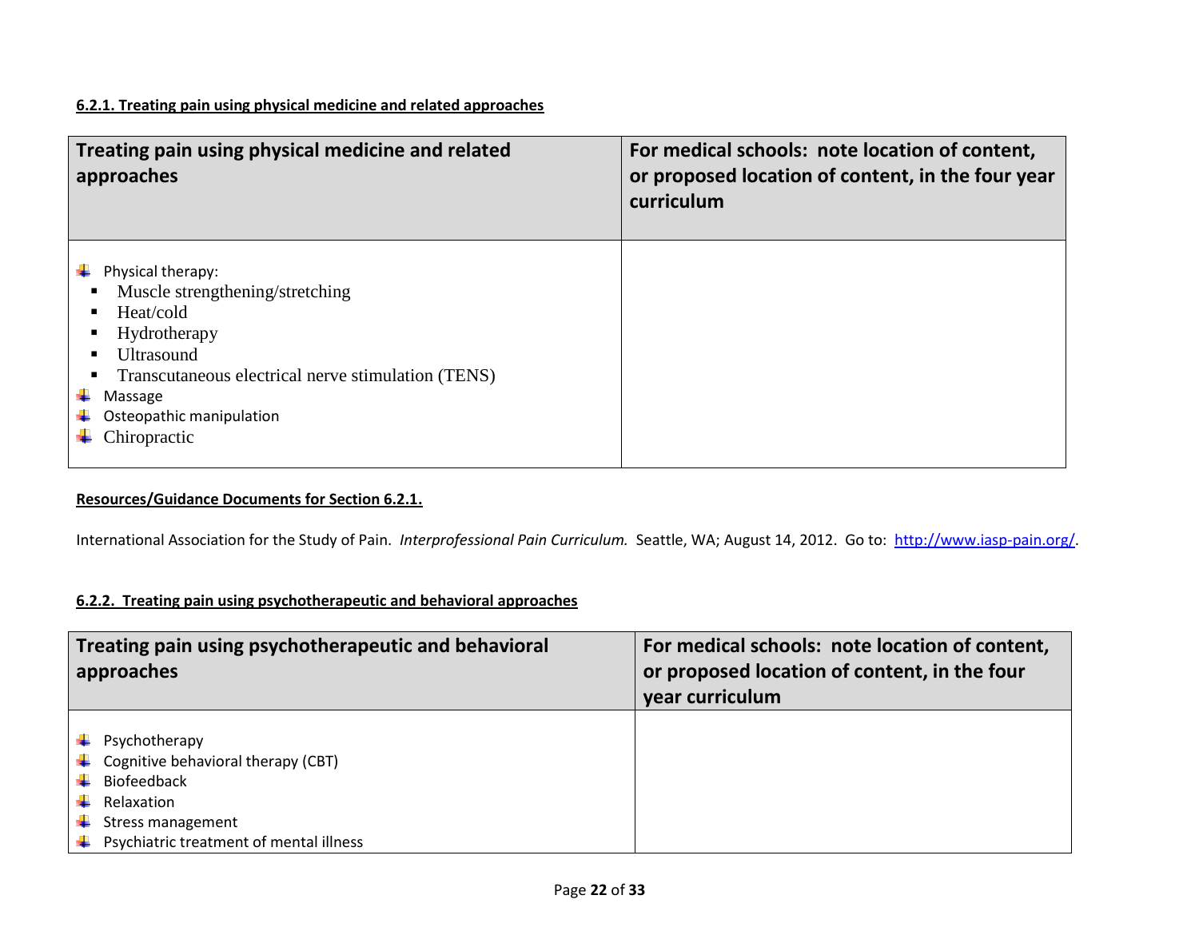#### 6.2.1. Treating pain using physical medicine and related approaches

| Treating pain using physical medicine and related approaches | For medical schools: note location of content, or proposed location of content, in the four year curriculum |
|---|---|
| - Physical therapy:<br>&nbsp;&nbsp;▪ Muscle strengthening/stretching<br>&nbsp;&nbsp;▪ Heat/cold<br>&nbsp;&nbsp;▪ Hydrotherapy<br>&nbsp;&nbsp;▪ Ultrasound<br>&nbsp;&nbsp;▪ Transcutaneous electrical nerve stimulation (TENS)<br>- Massage<br>- Osteopathic manipulation<br>- Chiropractic | |

**Resources/Guidance Documents for Section 6.2.1.**

International Association for the Study of Pain. *Interprofessional Pain Curriculum.* Seattle, WA; August 14, 2012. Go to: http://www.iasp-pain.org/.

#### 6.2.2. Treating pain using psychotherapeutic and behavioral approaches

| Treating pain using psychotherapeutic and behavioral approaches | For medical schools: note location of content, or proposed location of content, in the four year curriculum |
|---|---|
| - Psychotherapy<br>- Cognitive behavioral therapy (CBT)<br>- Biofeedback<br>- Relaxation<br>- Stress management<br>- Psychiatric treatment of mental illness | |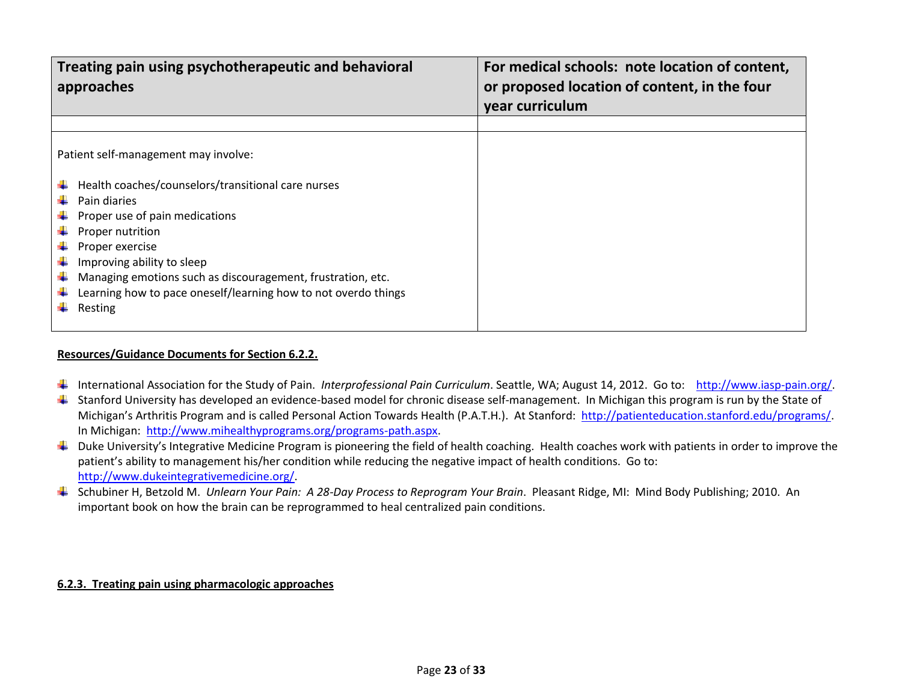| Treating pain using psychotherapeutic and behavioral approaches | For medical schools: note location of content, or proposed location of content, in the four year curriculum |
|---|---|
| | |
| Patient self-management may involve:<br><br>- Health coaches/counselors/transitional care nurses<br>- Pain diaries<br>- Proper use of pain medications<br>- Proper nutrition<br>- Proper exercise<br>- Improving ability to sleep<br>- Managing emotions such as discouragement, frustration, etc.<br>- Learning how to pace oneself/learning how to not overdo things<br>- Resting | |

**Resources/Guidance Documents for Section 6.2.2.**

- International Association for the Study of Pain. *Interprofessional Pain Curriculum*. Seattle, WA; August 14, 2012. Go to: http://www.iasp-pain.org/.
- Stanford University has developed an evidence-based model for chronic disease self-management. In Michigan this program is run by the State of Michigan's Arthritis Program and is called Personal Action Towards Health (P.A.T.H.). At Stanford: http://patienteducation.stanford.edu/programs/. In Michigan: http://www.mihealthyprograms.org/programs-path.aspx.
- Duke University's Integrative Medicine Program is pioneering the field of health coaching. Health coaches work with patients in order to improve the patient's ability to management his/her condition while reducing the negative impact of health conditions. Go to: http://www.dukeintegrativemedicine.org/.
- Schubiner H, Betzold M. *Unlearn Your Pain: A 28-Day Process to Reprogram Your Brain*. Pleasant Ridge, MI: Mind Body Publishing; 2010. An important book on how the brain can be reprogrammed to heal centralized pain conditions.

**6.2.3. Treating pain using pharmacologic approaches**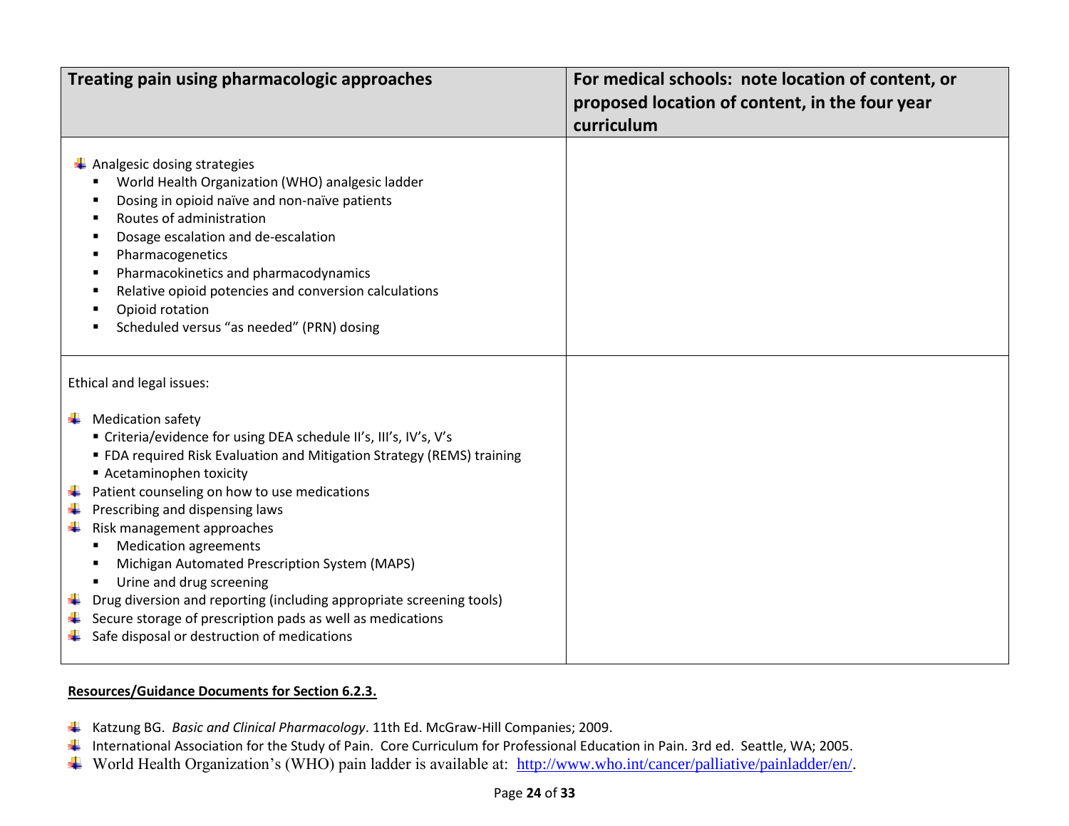| Treating pain using pharmacologic approaches | For medical schools: note location of content, or proposed location of content, in the four year curriculum |
| --- | --- |
| - Analgesic dosing strategies<br>  - World Health Organization (WHO) analgesic ladder<br>  - Dosing in opioid naïve and non-naïve patients<br>  - Routes of administration<br>  - Dosage escalation and de-escalation<br>  - Pharmacogenetics<br>  - Pharmacokinetics and pharmacodynamics<br>  - Relative opioid potencies and conversion calculations<br>  - Opioid rotation<br>  - Scheduled versus "as needed" (PRN) dosing | |
| Ethical and legal issues:<br><br>- Medication safety<br>  - Criteria/evidence for using DEA schedule II's, III's, IV's, V's<br>  - FDA required Risk Evaluation and Mitigation Strategy (REMS) training<br>  - Acetaminophen toxicity<br>- Patient counseling on how to use medications<br>- Prescribing and dispensing laws<br>- Risk management approaches<br>  - Medication agreements<br>  - Michigan Automated Prescription System (MAPS)<br>  - Urine and drug screening<br>- Drug diversion and reporting (including appropriate screening tools)<br>- Secure storage of prescription pads as well as medications<br>- Safe disposal or destruction of medications | |

**Resources/Guidance Documents for Section 6.2.3.**

- Katzung BG. *Basic and Clinical Pharmacology*. 11th Ed. McGraw-Hill Companies; 2009.
- International Association for the Study of Pain. Core Curriculum for Professional Education in Pain. 3rd ed. Seattle, WA; 2005.
- World Health Organization's (WHO) pain ladder is available at: http://www.who.int/cancer/palliative/painladder/en/.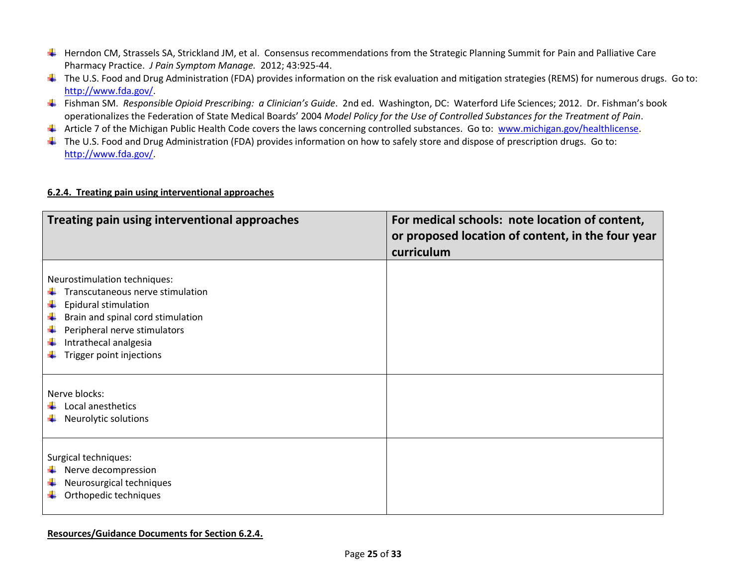- Herndon CM, Strassels SA, Strickland JM, et al. Consensus recommendations from the Strategic Planning Summit for Pain and Palliative Care Pharmacy Practice. *J Pain Symptom Manage.* 2012; 43:925-44.
- The U.S. Food and Drug Administration (FDA) provides information on the risk evaluation and mitigation strategies (REMS) for numerous drugs. Go to: http://www.fda.gov/.
- Fishman SM. *Responsible Opioid Prescribing: a Clinician's Guide*. 2nd ed. Washington, DC: Waterford Life Sciences; 2012. Dr. Fishman's book operationalizes the Federation of State Medical Boards' 2004 *Model Policy for the Use of Controlled Substances for the Treatment of Pain*.
- Article 7 of the Michigan Public Health Code covers the laws concerning controlled substances. Go to: www.michigan.gov/healthlicense.
- The U.S. Food and Drug Administration (FDA) provides information on how to safely store and dispose of prescription drugs. Go to: http://www.fda.gov/.

**6.2.4. Treating pain using interventional approaches**

| Treating pain using interventional approaches | For medical schools: note location of content, or proposed location of content, in the four year curriculum |
|---|---|
| Neurostimulation techniques:<br>- Transcutaneous nerve stimulation<br>- Epidural stimulation<br>- Brain and spinal cord stimulation<br>- Peripheral nerve stimulators<br>- Intrathecal analgesia<br>- Trigger point injections | |
| Nerve blocks:<br>- Local anesthetics<br>- Neurolytic solutions | |
| Surgical techniques:<br>- Nerve decompression<br>- Neurosurgical techniques<br>- Orthopedic techniques | |

**Resources/Guidance Documents for Section 6.2.4.**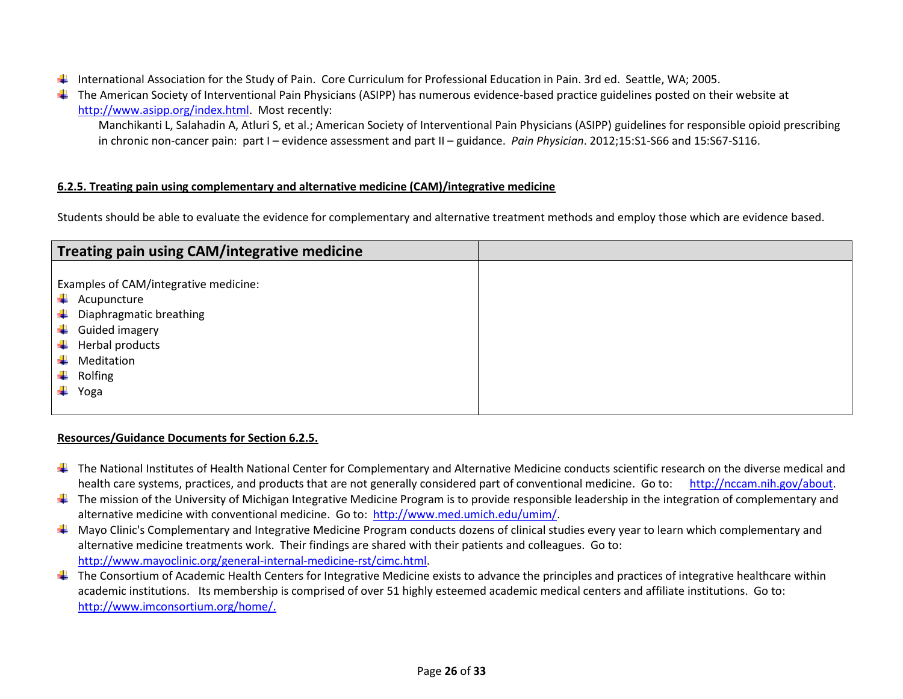- International Association for the Study of Pain. Core Curriculum for Professional Education in Pain. 3rd ed. Seattle, WA; 2005.
- The American Society of Interventional Pain Physicians (ASIPP) has numerous evidence-based practice guidelines posted on their website at http://www.asipp.org/index.html. Most recently:

  Manchikanti L, Salahadin A, Atluri S, et al.; American Society of Interventional Pain Physicians (ASIPP) guidelines for responsible opioid prescribing in chronic non-cancer pain: part I – evidence assessment and part II – guidance. *Pain Physician*. 2012;15:S1-S66 and 15:S67-S116.

#### 6.2.5. Treating pain using complementary and alternative medicine (CAM)/integrative medicine

Students should be able to evaluate the evidence for complementary and alternative treatment methods and employ those which are evidence based.

| Treating pain using CAM/integrative medicine | |
|---|---|
| Examples of CAM/integrative medicine:<br>- Acupuncture<br>- Diaphragmatic breathing<br>- Guided imagery<br>- Herbal products<br>- Meditation<br>- Rolfing<br>- Yoga | |

**Resources/Guidance Documents for Section 6.2.5.**

- The National Institutes of Health National Center for Complementary and Alternative Medicine conducts scientific research on the diverse medical and health care systems, practices, and products that are not generally considered part of conventional medicine. Go to: http://nccam.nih.gov/about.
- The mission of the University of Michigan Integrative Medicine Program is to provide responsible leadership in the integration of complementary and alternative medicine with conventional medicine. Go to: http://www.med.umich.edu/umim/.
- Mayo Clinic's Complementary and Integrative Medicine Program conducts dozens of clinical studies every year to learn which complementary and alternative medicine treatments work. Their findings are shared with their patients and colleagues. Go to: http://www.mayoclinic.org/general-internal-medicine-rst/cimc.html.
- The Consortium of Academic Health Centers for Integrative Medicine exists to advance the principles and practices of integrative healthcare within academic institutions. Its membership is comprised of over 51 highly esteemed academic medical centers and affiliate institutions. Go to: http://www.imconsortium.org/home/.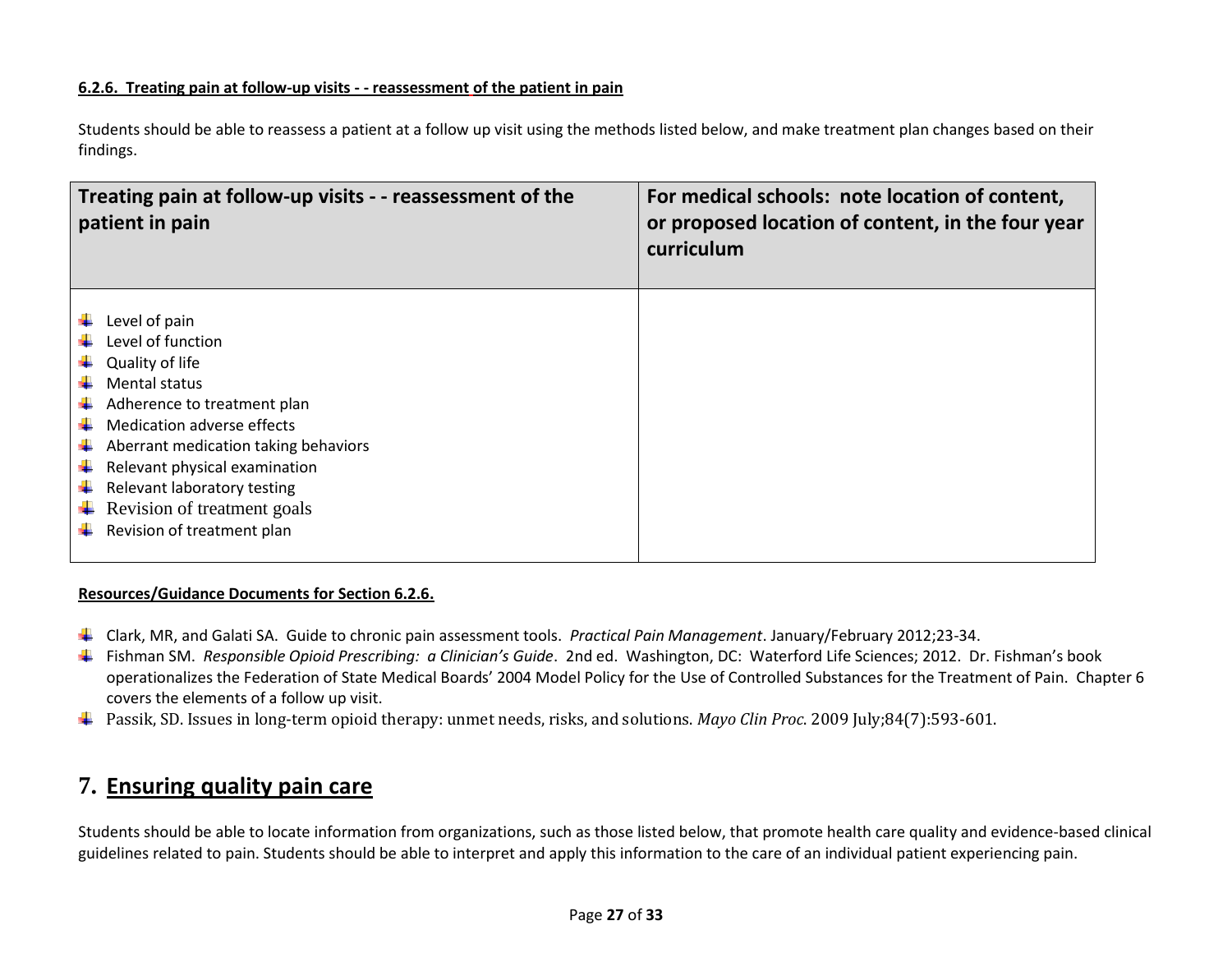**6.2.6. Treating pain at follow-up visits - - reassessment of the patient in pain**

Students should be able to reassess a patient at a follow up visit using the methods listed below, and make treatment plan changes based on their findings.

| Treating pain at follow-up visits - - reassessment of the patient in pain | For medical schools: note location of content, or proposed location of content, in the four year curriculum |
|---|---|
| - Level of pain<br>- Level of function<br>- Quality of life<br>- Mental status<br>- Adherence to treatment plan<br>- Medication adverse effects<br>- Aberrant medication taking behaviors<br>- Relevant physical examination<br>- Relevant laboratory testing<br>- Revision of treatment goals<br>- Revision of treatment plan | |

**Resources/Guidance Documents for Section 6.2.6.**

- Clark, MR, and Galati SA. Guide to chronic pain assessment tools. *Practical Pain Management*. January/February 2012;23-34.
- Fishman SM. *Responsible Opioid Prescribing: a Clinician's Guide*. 2nd ed. Washington, DC: Waterford Life Sciences; 2012. Dr. Fishman's book operationalizes the Federation of State Medical Boards' 2004 Model Policy for the Use of Controlled Substances for the Treatment of Pain. Chapter 6 covers the elements of a follow up visit.
- Passik, SD. Issues in long-term opioid therapy: unmet needs, risks, and solutions. *Mayo Clin Proc*. 2009 July;84(7):593-601.

# 7. Ensuring quality pain care

Students should be able to locate information from organizations, such as those listed below, that promote health care quality and evidence-based clinical guidelines related to pain. Students should be able to interpret and apply this information to the care of an individual patient experiencing pain.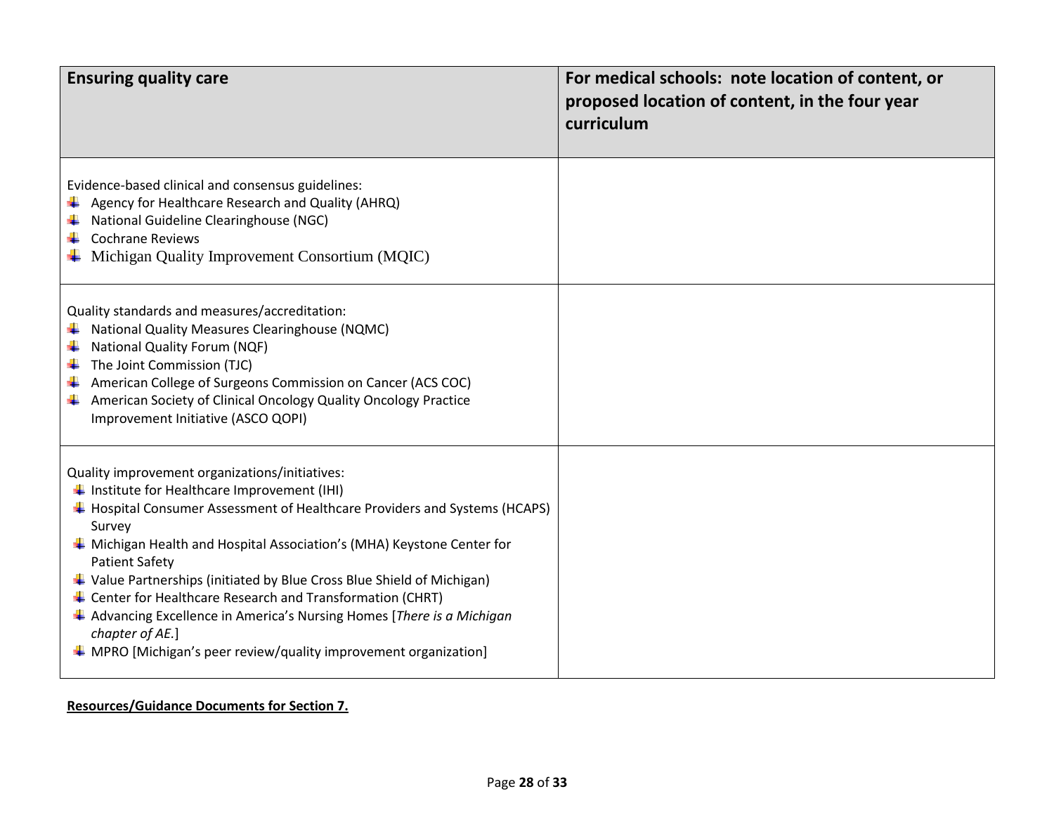| Ensuring quality care | For medical schools: note location of content, or proposed location of content, in the four year curriculum |
|---|---|
| Evidence-based clinical and consensus guidelines:<br>- Agency for Healthcare Research and Quality (AHRQ)<br>- National Guideline Clearinghouse (NGC)<br>- Cochrane Reviews<br>- Michigan Quality Improvement Consortium (MQIC) | |
| Quality standards and measures/accreditation:<br>- National Quality Measures Clearinghouse (NQMC)<br>- National Quality Forum (NQF)<br>- The Joint Commission (TJC)<br>- American College of Surgeons Commission on Cancer (ACS COC)<br>- American Society of Clinical Oncology Quality Oncology Practice Improvement Initiative (ASCO QOPI) | |
| Quality improvement organizations/initiatives:<br>- Institute for Healthcare Improvement (IHI)<br>- Hospital Consumer Assessment of Healthcare Providers and Systems (HCAPS) Survey<br>- Michigan Health and Hospital Association's (MHA) Keystone Center for Patient Safety<br>- Value Partnerships (initiated by Blue Cross Blue Shield of Michigan)<br>- Center for Healthcare Research and Transformation (CHRT)<br>- Advancing Excellence in America's Nursing Homes [*There is a Michigan chapter of AE.*]<br>- MPRO [Michigan's peer review/quality improvement organization] | |

**<u>Resources/Guidance Documents for Section 7.</u>**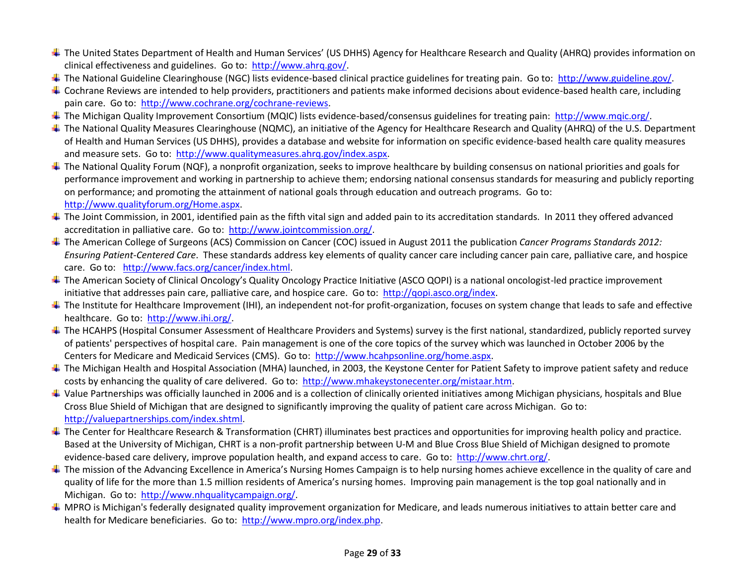- The United States Department of Health and Human Services' (US DHHS) Agency for Healthcare Research and Quality (AHRQ) provides information on clinical effectiveness and guidelines. Go to: http://www.ahrq.gov/.
- The National Guideline Clearinghouse (NGC) lists evidence-based clinical practice guidelines for treating pain. Go to: http://www.guideline.gov/.
- Cochrane Reviews are intended to help providers, practitioners and patients make informed decisions about evidence-based health care, including pain care. Go to: http://www.cochrane.org/cochrane-reviews.
- The Michigan Quality Improvement Consortium (MQIC) lists evidence-based/consensus guidelines for treating pain: http://www.mqic.org/.
- The National Quality Measures Clearinghouse (NQMC), an initiative of the Agency for Healthcare Research and Quality (AHRQ) of the U.S. Department of Health and Human Services (US DHHS), provides a database and website for information on specific evidence-based health care quality measures and measure sets. Go to: http://www.qualitymeasures.ahrq.gov/index.aspx.
- The National Quality Forum (NQF), a nonprofit organization, seeks to improve healthcare by building consensus on national priorities and goals for performance improvement and working in partnership to achieve them; endorsing national consensus standards for measuring and publicly reporting on performance; and promoting the attainment of national goals through education and outreach programs. Go to: http://www.qualityforum.org/Home.aspx.
- The Joint Commission, in 2001, identified pain as the fifth vital sign and added pain to its accreditation standards. In 2011 they offered advanced accreditation in palliative care. Go to: http://www.jointcommission.org/.
- The American College of Surgeons (ACS) Commission on Cancer (COC) issued in August 2011 the publication *Cancer Programs Standards 2012: Ensuring Patient-Centered Care*. These standards address key elements of quality cancer care including cancer pain care, palliative care, and hospice care. Go to: http://www.facs.org/cancer/index.html.
- The American Society of Clinical Oncology's Quality Oncology Practice Initiative (ASCO QOPI) is a national oncologist-led practice improvement initiative that addresses pain care, palliative care, and hospice care. Go to: http://qopi.asco.org/index.
- The Institute for Healthcare Improvement (IHI), an independent not-for profit-organization, focuses on system change that leads to safe and effective healthcare. Go to: http://www.ihi.org/.
- The HCAHPS (Hospital Consumer Assessment of Healthcare Providers and Systems) survey is the first national, standardized, publicly reported survey of patients' perspectives of hospital care. Pain management is one of the core topics of the survey which was launched in October 2006 by the Centers for Medicare and Medicaid Services (CMS). Go to: http://www.hcahpsonline.org/home.aspx.
- The Michigan Health and Hospital Association (MHA) launched, in 2003, the Keystone Center for Patient Safety to improve patient safety and reduce costs by enhancing the quality of care delivered. Go to: http://www.mhakeystonecenter.org/mistaar.htm.
- Value Partnerships was officially launched in 2006 and is a collection of clinically oriented initiatives among Michigan physicians, hospitals and Blue Cross Blue Shield of Michigan that are designed to significantly improving the quality of patient care across Michigan. Go to: http://valuepartnerships.com/index.shtml.
- The Center for Healthcare Research & Transformation (CHRT) illuminates best practices and opportunities for improving health policy and practice. Based at the University of Michigan, CHRT is a non-profit partnership between U-M and Blue Cross Blue Shield of Michigan designed to promote evidence-based care delivery, improve population health, and expand access to care. Go to: http://www.chrt.org/.
- The mission of the Advancing Excellence in America's Nursing Homes Campaign is to help nursing homes achieve excellence in the quality of care and quality of life for the more than 1.5 million residents of America's nursing homes. Improving pain management is the top goal nationally and in Michigan. Go to: http://www.nhqualitycampaign.org/.
- MPRO is Michigan's federally designated quality improvement organization for Medicare, and leads numerous initiatives to attain better care and health for Medicare beneficiaries. Go to: http://www.mpro.org/index.php.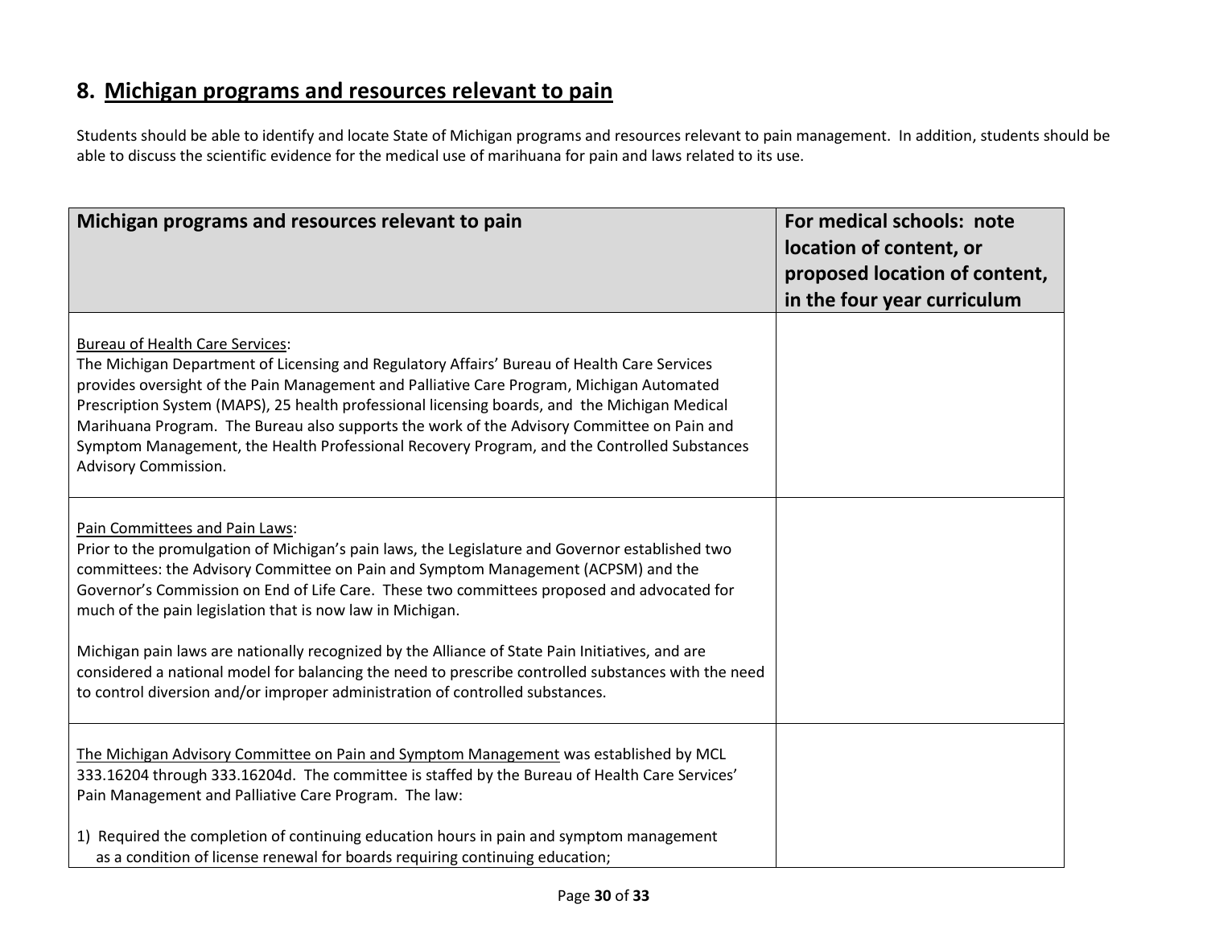## 8. Michigan programs and resources relevant to pain

Students should be able to identify and locate State of Michigan programs and resources relevant to pain management. In addition, students should be able to discuss the scientific evidence for the medical use of marihuana for pain and laws related to its use.

| Michigan programs and resources relevant to pain | For medical schools: note location of content, or proposed location of content, in the four year curriculum |
|---|---|
| Bureau of Health Care Services:<br>The Michigan Department of Licensing and Regulatory Affairs' Bureau of Health Care Services provides oversight of the Pain Management and Palliative Care Program, Michigan Automated Prescription System (MAPS), 25 health professional licensing boards, and the Michigan Medical Marihuana Program. The Bureau also supports the work of the Advisory Committee on Pain and Symptom Management, the Health Professional Recovery Program, and the Controlled Substances Advisory Commission. | |
| Pain Committees and Pain Laws:<br>Prior to the promulgation of Michigan's pain laws, the Legislature and Governor established two committees: the Advisory Committee on Pain and Symptom Management (ACPSM) and the Governor's Commission on End of Life Care. These two committees proposed and advocated for much of the pain legislation that is now law in Michigan.<br><br>Michigan pain laws are nationally recognized by the Alliance of State Pain Initiatives, and are considered a national model for balancing the need to prescribe controlled substances with the need to control diversion and/or improper administration of controlled substances. | |
| The Michigan Advisory Committee on Pain and Symptom Management was established by MCL 333.16204 through 333.16204d. The committee is staffed by the Bureau of Health Care Services' Pain Management and Palliative Care Program. The law:<br><br>1) Required the completion of continuing education hours in pain and symptom management as a condition of license renewal for boards requiring continuing education; | |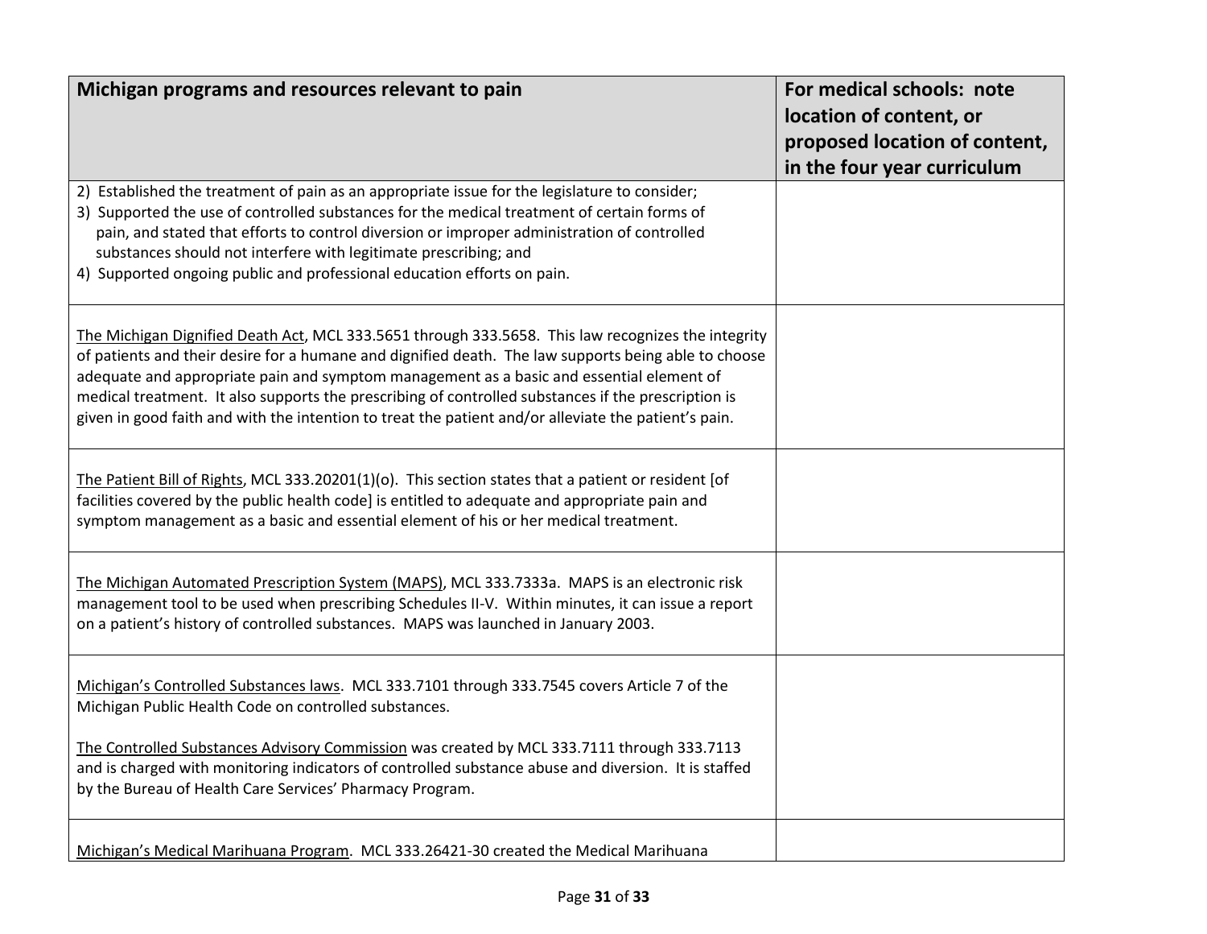| Michigan programs and resources relevant to pain | For medical schools: note location of content, or proposed location of content, in the four year curriculum |
|---|---|
| 2) Established the treatment of pain as an appropriate issue for the legislature to consider;<br>3) Supported the use of controlled substances for the medical treatment of certain forms of pain, and stated that efforts to control diversion or improper administration of controlled substances should not interfere with legitimate prescribing; and<br>4) Supported ongoing public and professional education efforts on pain. | |
| <u>The Michigan Dignified Death Act</u>, MCL 333.5651 through 333.5658. This law recognizes the integrity of patients and their desire for a humane and dignified death. The law supports being able to choose adequate and appropriate pain and symptom management as a basic and essential element of medical treatment. It also supports the prescribing of controlled substances if the prescription is given in good faith and with the intention to treat the patient and/or alleviate the patient's pain. | |
| <u>The Patient Bill of Rights</u>, MCL 333.20201(1)(o). This section states that a patient or resident [of facilities covered by the public health code] is entitled to adequate and appropriate pain and symptom management as a basic and essential element of his or her medical treatment. | |
| <u>The Michigan Automated Prescription System (MAPS)</u>, MCL 333.7333a. MAPS is an electronic risk management tool to be used when prescribing Schedules II-V. Within minutes, it can issue a report on a patient's history of controlled substances. MAPS was launched in January 2003. | |
| <u>Michigan's Controlled Substances laws</u>. MCL 333.7101 through 333.7545 covers Article 7 of the Michigan Public Health Code on controlled substances.<br><br><u>The Controlled Substances Advisory Commission</u> was created by MCL 333.7111 through 333.7113 and is charged with monitoring indicators of controlled substance abuse and diversion. It is staffed by the Bureau of Health Care Services' Pharmacy Program. | |
| <u>Michigan's Medical Marihuana Program</u>. MCL 333.26421-30 created the Medical Marihuana | |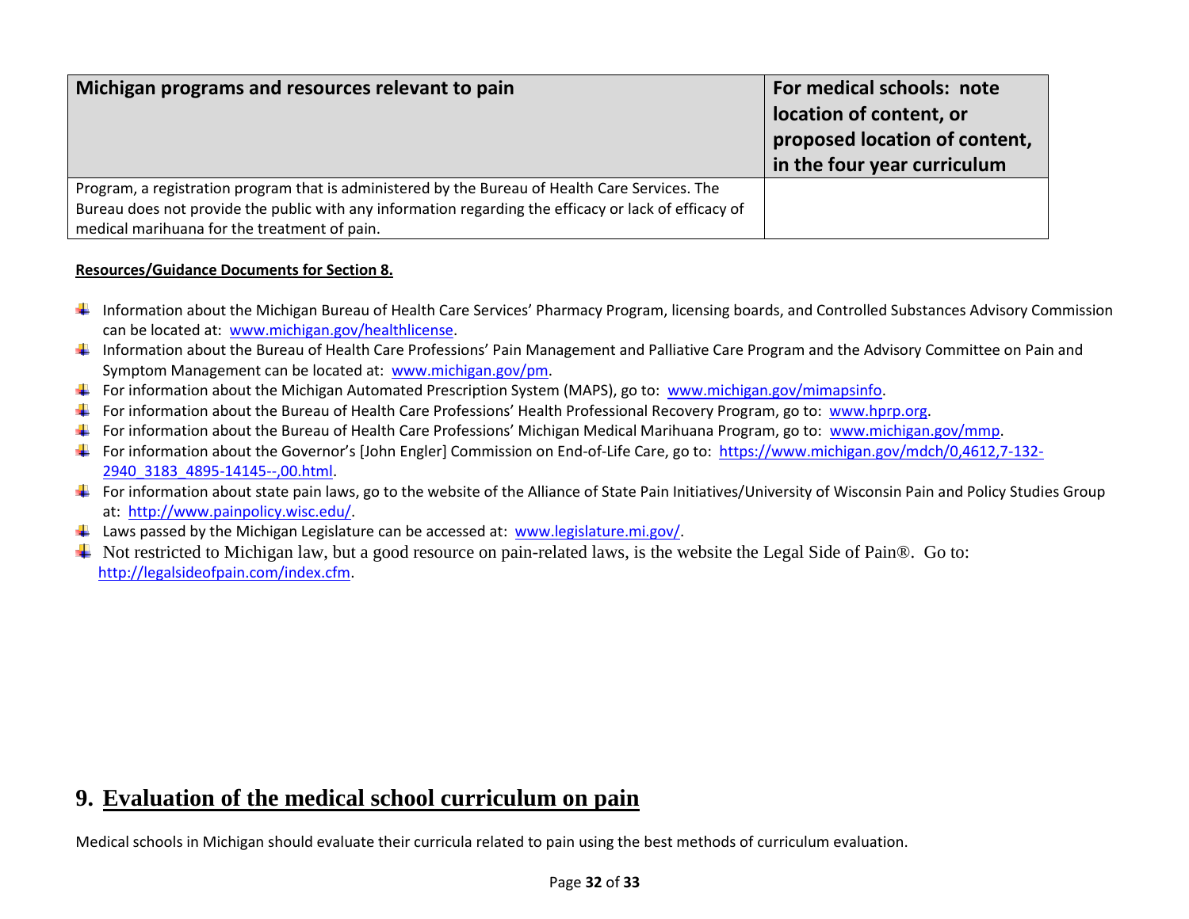| Michigan programs and resources relevant to pain | For medical schools: note location of content, or proposed location of content, in the four year curriculum |
|---|---|
| Program, a registration program that is administered by the Bureau of Health Care Services. The Bureau does not provide the public with any information regarding the efficacy or lack of efficacy of medical marihuana for the treatment of pain. | |

**Resources/Guidance Documents for Section 8.**

- Information about the Michigan Bureau of Health Care Services' Pharmacy Program, licensing boards, and Controlled Substances Advisory Commission can be located at: www.michigan.gov/healthlicense.
- Information about the Bureau of Health Care Professions' Pain Management and Palliative Care Program and the Advisory Committee on Pain and Symptom Management can be located at: www.michigan.gov/pm.
- For information about the Michigan Automated Prescription System (MAPS), go to: www.michigan.gov/mimapsinfo.
- For information about the Bureau of Health Care Professions' Health Professional Recovery Program, go to: www.hprp.org.
- For information about the Bureau of Health Care Professions' Michigan Medical Marihuana Program, go to: www.michigan.gov/mmp.
- For information about the Governor's [John Engler] Commission on End-of-Life Care, go to: https://www.michigan.gov/mdch/0,4612,7-132-2940_3183_4895-14145--,00.html.
- For information about state pain laws, go to the website of the Alliance of State Pain Initiatives/University of Wisconsin Pain and Policy Studies Group at: http://www.painpolicy.wisc.edu/.
- Laws passed by the Michigan Legislature can be accessed at: www.legislature.mi.gov/.
- Not restricted to Michigan law, but a good resource on pain-related laws, is the website the Legal Side of Pain®. Go to: http://legalsideofpain.com/index.cfm.

## 9. Evaluation of the medical school curriculum on pain

Medical schools in Michigan should evaluate their curricula related to pain using the best methods of curriculum evaluation.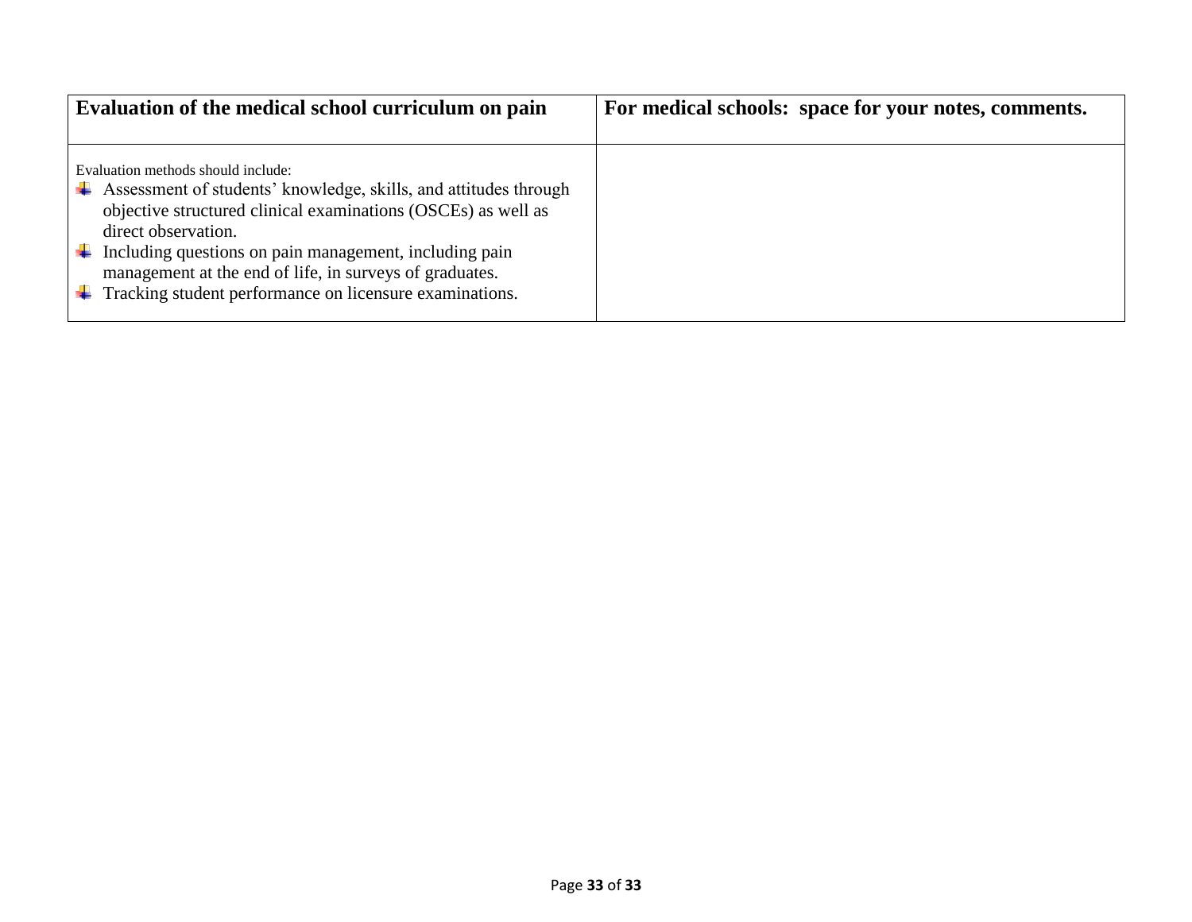| Evaluation of the medical school curriculum on pain | For medical schools: space for your notes, comments. |
|---|---|
| Evaluation methods should include:<br>- Assessment of students' knowledge, skills, and attitudes through objective structured clinical examinations (OSCEs) as well as direct observation.<br>- Including questions on pain management, including pain management at the end of life, in surveys of graduates.<br>- Tracking student performance on licensure examinations. | |